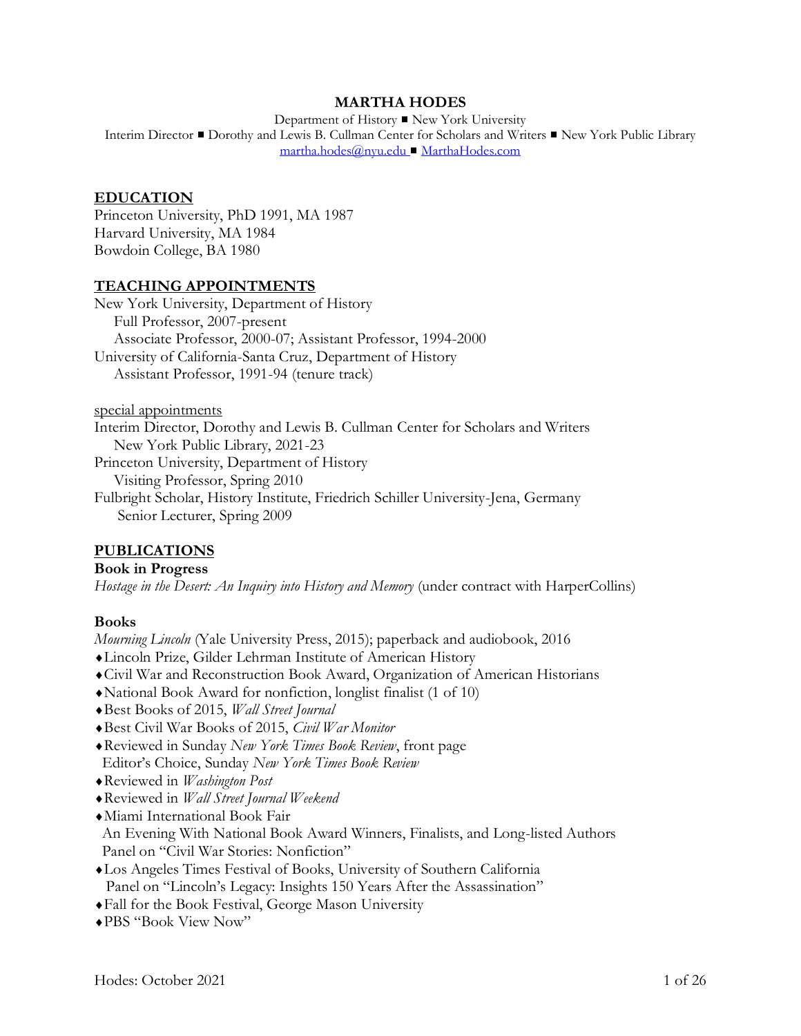# MARTHA HODES

Department of History ■ New York University
Interim Director ■ Dorothy and Lewis B. Cullman Center for Scholars and Writers ■ New York Public Library
martha.hodes@nyu.edu ■ MarthaHodes.com

## EDUCATION

Princeton University, PhD 1991, MA 1987
Harvard University, MA 1984
Bowdoin College, BA 1980

## TEACHING APPOINTMENTS

New York University, Department of History
    Full Professor, 2007-present
    Associate Professor, 2000-07; Assistant Professor, 1994-2000
University of California-Santa Cruz, Department of History
    Assistant Professor, 1991-94 (tenure track)

special appointments

Interim Director, Dorothy and Lewis B. Cullman Center for Scholars and Writers
    New York Public Library, 2021-23
Princeton University, Department of History
    Visiting Professor, Spring 2010
Fulbright Scholar, History Institute, Friedrich Schiller University-Jena, Germany
    Senior Lecturer, Spring 2009

## PUBLICATIONS

### Book in Progress

*Hostage in the Desert: An Inquiry into History and Memory* (under contract with HarperCollins)

### Books

*Mourning Lincoln* (Yale University Press, 2015); paperback and audiobook, 2016

- ♦Lincoln Prize, Gilder Lehrman Institute of American History
- ♦Civil War and Reconstruction Book Award, Organization of American Historians
- ♦National Book Award for nonfiction, longlist finalist (1 of 10)
- ♦Best Books of 2015, *Wall Street Journal*
- ♦Best Civil War Books of 2015, *Civil War Monitor*
- ♦Reviewed in Sunday *New York Times Book Review*, front page
  Editor's Choice, Sunday *New York Times Book Review*
- ♦Reviewed in *Washington Post*
- ♦Reviewed in *Wall Street Journal Weekend*
- ♦Miami International Book Fair
  An Evening With National Book Award Winners, Finalists, and Long-listed Authors
  Panel on "Civil War Stories: Nonfiction"
- ♦Los Angeles Times Festival of Books, University of Southern California
  Panel on "Lincoln's Legacy: Insights 150 Years After the Assassination"
- ♦Fall for the Book Festival, George Mason University
- ♦PBS "Book View Now"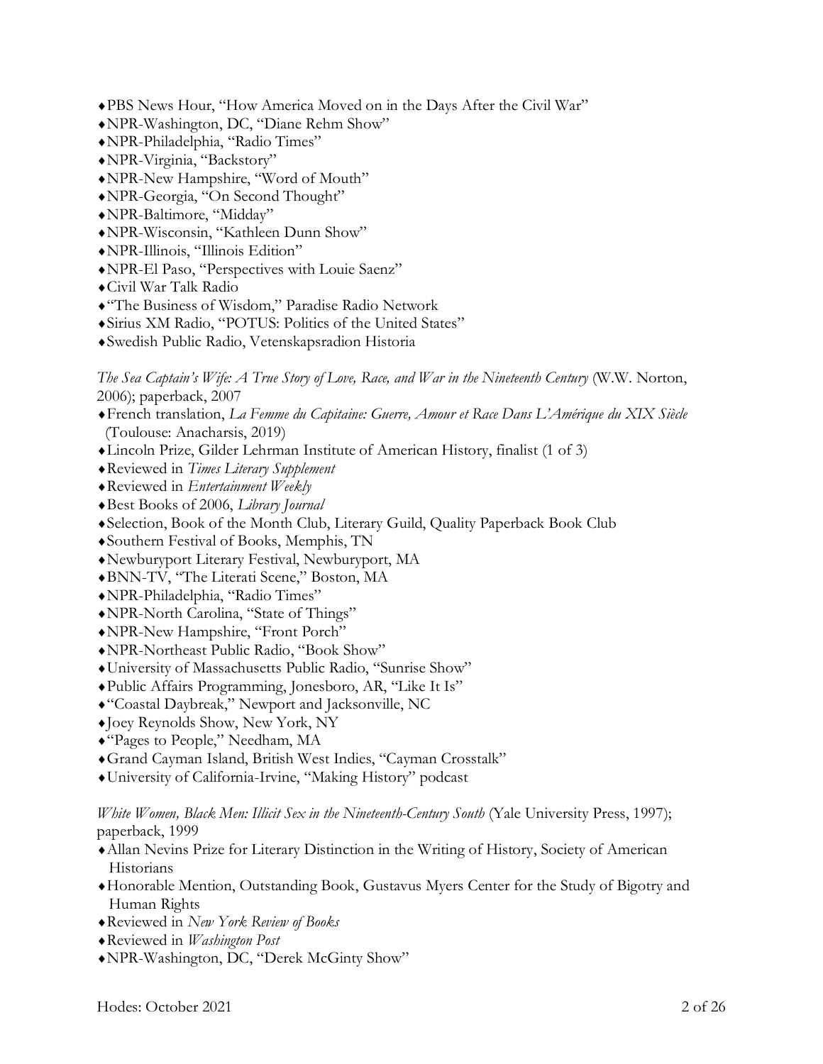- PBS News Hour, "How America Moved on in the Days After the Civil War"
- NPR-Washington, DC, "Diane Rehm Show"
- NPR-Philadelphia, "Radio Times"
- NPR-Virginia, "Backstory"
- NPR-New Hampshire, "Word of Mouth"
- NPR-Georgia, "On Second Thought"
- NPR-Baltimore, "Midday"
- NPR-Wisconsin, "Kathleen Dunn Show"
- NPR-Illinois, "Illinois Edition"
- NPR-El Paso, "Perspectives with Louie Saenz"
- Civil War Talk Radio
- "The Business of Wisdom," Paradise Radio Network
- Sirius XM Radio, "POTUS: Politics of the United States"
- Swedish Public Radio, Vetenskapsradion Historia

*The Sea Captain's Wife: A True Story of Love, Race, and War in the Nineteenth Century* (W.W. Norton, 2006); paperback, 2007

- French translation, *La Femme du Capitaine: Guerre, Amour et Race Dans L'Amérique du XIX Siècle* (Toulouse: Anacharsis, 2019)
- Lincoln Prize, Gilder Lehrman Institute of American History, finalist (1 of 3)
- Reviewed in *Times Literary Supplement*
- Reviewed in *Entertainment Weekly*
- Best Books of 2006, *Library Journal*
- Selection, Book of the Month Club, Literary Guild, Quality Paperback Book Club
- Southern Festival of Books, Memphis, TN
- Newburyport Literary Festival, Newburyport, MA
- BNN-TV, "The Literati Scene," Boston, MA
- NPR-Philadelphia, "Radio Times"
- NPR-North Carolina, "State of Things"
- NPR-New Hampshire, "Front Porch"
- NPR-Northeast Public Radio, "Book Show"
- University of Massachusetts Public Radio, "Sunrise Show"
- Public Affairs Programming, Jonesboro, AR, "Like It Is"
- "Coastal Daybreak," Newport and Jacksonville, NC
- Joey Reynolds Show, New York, NY
- "Pages to People," Needham, MA
- Grand Cayman Island, British West Indies, "Cayman Crosstalk"
- University of California-Irvine, "Making History" podcast

*White Women, Black Men: Illicit Sex in the Nineteenth-Century South* (Yale University Press, 1997); paperback, 1999

- Allan Nevins Prize for Literary Distinction in the Writing of History, Society of American Historians
- Honorable Mention, Outstanding Book, Gustavus Myers Center for the Study of Bigotry and Human Rights
- Reviewed in *New York Review of Books*
- Reviewed in *Washington Post*
- NPR-Washington, DC, "Derek McGinty Show"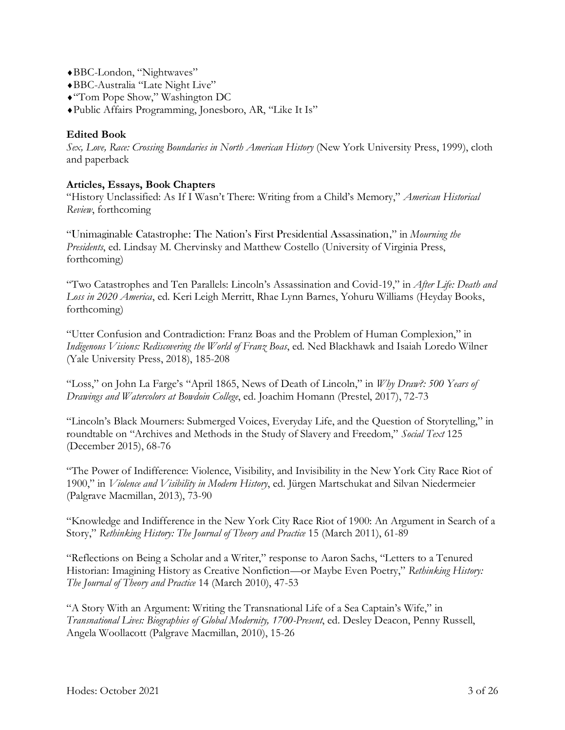- ♦BBC-London, "Nightwaves"
- ♦BBC-Australia "Late Night Live"
- ♦"Tom Pope Show," Washington DC
- ♦Public Affairs Programming, Jonesboro, AR, "Like It Is"

**Edited Book**

*Sex, Love, Race: Crossing Boundaries in North American History* (New York University Press, 1999), cloth and paperback

**Articles, Essays, Book Chapters**

"History Unclassified: As If I Wasn't There: Writing from a Child's Memory," *American Historical Review*, forthcoming

"Unimaginable Catastrophe: The Nation's First Presidential Assassination," in *Mourning the Presidents*, ed. Lindsay M. Chervinsky and Matthew Costello (University of Virginia Press, forthcoming)

"Two Catastrophes and Ten Parallels: Lincoln's Assassination and Covid-19," in *After Life: Death and Loss in 2020 America*, ed. Keri Leigh Merritt, Rhae Lynn Barnes, Yohuru Williams (Heyday Books, forthcoming)

"Utter Confusion and Contradiction: Franz Boas and the Problem of Human Complexion," in *Indigenous Visions: Rediscovering the World of Franz Boas*, ed. Ned Blackhawk and Isaiah Loredo Wilner (Yale University Press, 2018), 185-208

"Loss," on John La Farge's "April 1865, News of Death of Lincoln," in *Why Draw?: 500 Years of Drawings and Watercolors at Bowdoin College*, ed. Joachim Homann (Prestel, 2017), 72-73

"Lincoln's Black Mourners: Submerged Voices, Everyday Life, and the Question of Storytelling," in roundtable on "Archives and Methods in the Study of Slavery and Freedom," *Social Text* 125 (December 2015), 68-76

"The Power of Indifference: Violence, Visibility, and Invisibility in the New York City Race Riot of 1900," in *Violence and Visibility in Modern History*, ed. Jürgen Martschukat and Silvan Niedermeier (Palgrave Macmillan, 2013), 73-90

"Knowledge and Indifference in the New York City Race Riot of 1900: An Argument in Search of a Story," *Rethinking History: The Journal of Theory and Practice* 15 (March 2011), 61-89

"Reflections on Being a Scholar and a Writer," response to Aaron Sachs, "Letters to a Tenured Historian: Imagining History as Creative Nonfiction—or Maybe Even Poetry," *Rethinking History: The Journal of Theory and Practice* 14 (March 2010), 47-53

"A Story With an Argument: Writing the Transnational Life of a Sea Captain's Wife," in *Transnational Lives: Biographies of Global Modernity, 1700-Present*, ed. Desley Deacon, Penny Russell, Angela Woollacott (Palgrave Macmillan, 2010), 15-26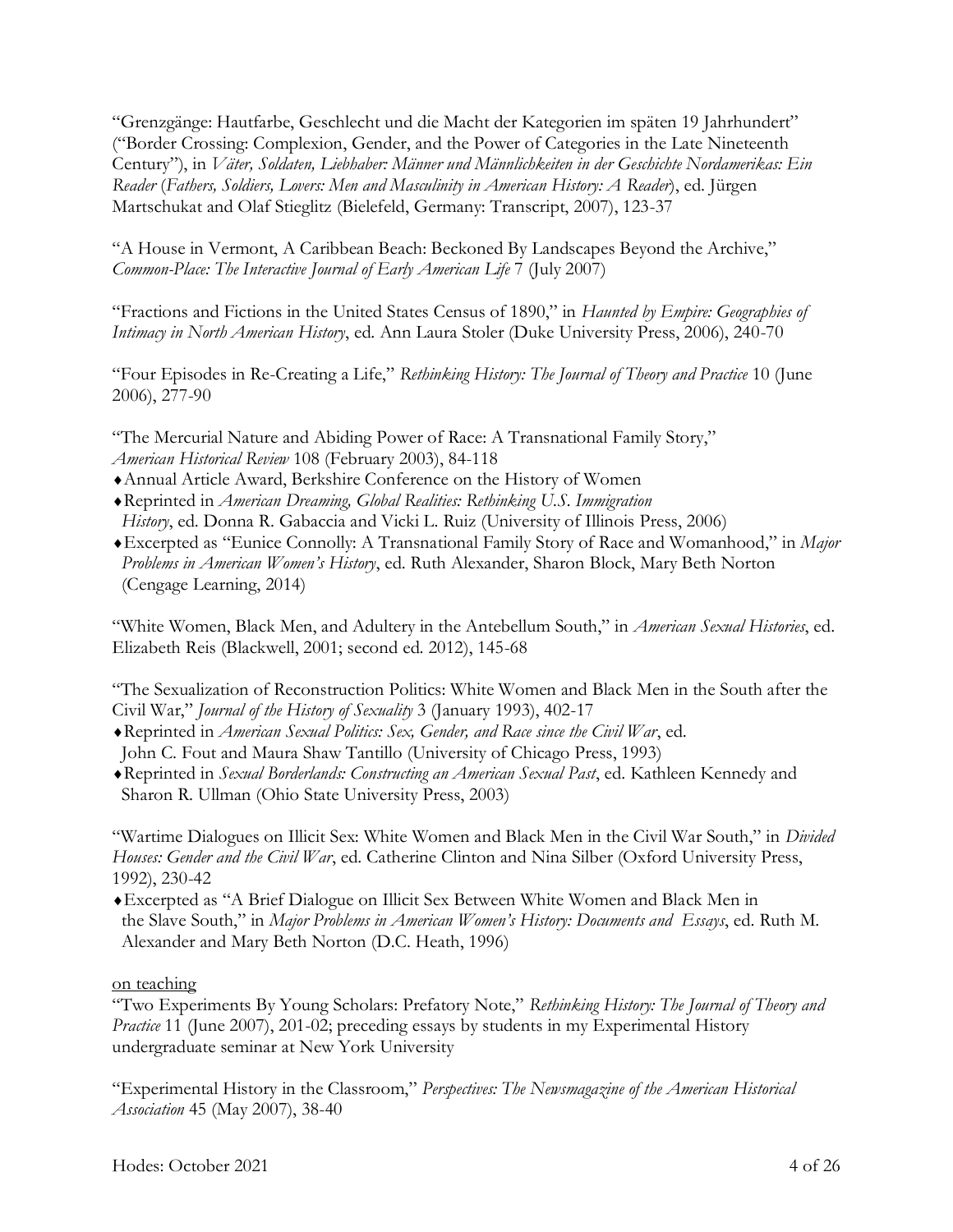"Grenzgänge: Hautfarbe, Geschlecht und die Macht der Kategorien im späten 19 Jahrhundert" ("Border Crossing: Complexion, Gender, and the Power of Categories in the Late Nineteenth Century"), in *Väter, Soldaten, Liebhaber: Männer und Männlichkeiten in der Geschichte Nordamerikas: Ein Reader* (*Fathers, Soldiers, Lovers: Men and Masculinity in American History: A Reader*), ed. Jürgen Martschukat and Olaf Stieglitz (Bielefeld, Germany: Transcript, 2007), 123-37

"A House in Vermont, A Caribbean Beach: Beckoned By Landscapes Beyond the Archive," *Common-Place: The Interactive Journal of Early American Life* 7 (July 2007)

"Fractions and Fictions in the United States Census of 1890," in *Haunted by Empire: Geographies of Intimacy in North American History*, ed. Ann Laura Stoler (Duke University Press, 2006), 240-70

"Four Episodes in Re-Creating a Life," *Rethinking History: The Journal of Theory and Practice* 10 (June 2006), 277-90

"The Mercurial Nature and Abiding Power of Race: A Transnational Family Story," *American Historical Review* 108 (February 2003), 84-118

- ♦Annual Article Award, Berkshire Conference on the History of Women
- ♦Reprinted in *American Dreaming, Global Realities: Rethinking U.S. Immigration History*, ed. Donna R. Gabaccia and Vicki L. Ruiz (University of Illinois Press, 2006)
- ♦Excerpted as "Eunice Connolly: A Transnational Family Story of Race and Womanhood," in *Major Problems in American Women's History*, ed. Ruth Alexander, Sharon Block, Mary Beth Norton (Cengage Learning, 2014)

"White Women, Black Men, and Adultery in the Antebellum South," in *American Sexual Histories*, ed. Elizabeth Reis (Blackwell, 2001; second ed. 2012), 145-68

"The Sexualization of Reconstruction Politics: White Women and Black Men in the South after the Civil War," *Journal of the History of Sexuality* 3 (January 1993), 402-17

- ♦Reprinted in *American Sexual Politics: Sex, Gender, and Race since the Civil War*, ed. John C. Fout and Maura Shaw Tantillo (University of Chicago Press, 1993)
- ♦Reprinted in *Sexual Borderlands: Constructing an American Sexual Past*, ed. Kathleen Kennedy and Sharon R. Ullman (Ohio State University Press, 2003)

"Wartime Dialogues on Illicit Sex: White Women and Black Men in the Civil War South," in *Divided Houses: Gender and the Civil War*, ed. Catherine Clinton and Nina Silber (Oxford University Press, 1992), 230-42

- ♦Excerpted as "A Brief Dialogue on Illicit Sex Between White Women and Black Men in the Slave South," in *Major Problems in American Women's History: Documents and Essays*, ed. Ruth M. Alexander and Mary Beth Norton (D.C. Heath, 1996)

<u>on teaching</u>

"Two Experiments By Young Scholars: Prefatory Note," *Rethinking History: The Journal of Theory and Practice* 11 (June 2007), 201-02; preceding essays by students in my Experimental History undergraduate seminar at New York University

"Experimental History in the Classroom," *Perspectives: The Newsmagazine of the American Historical Association* 45 (May 2007), 38-40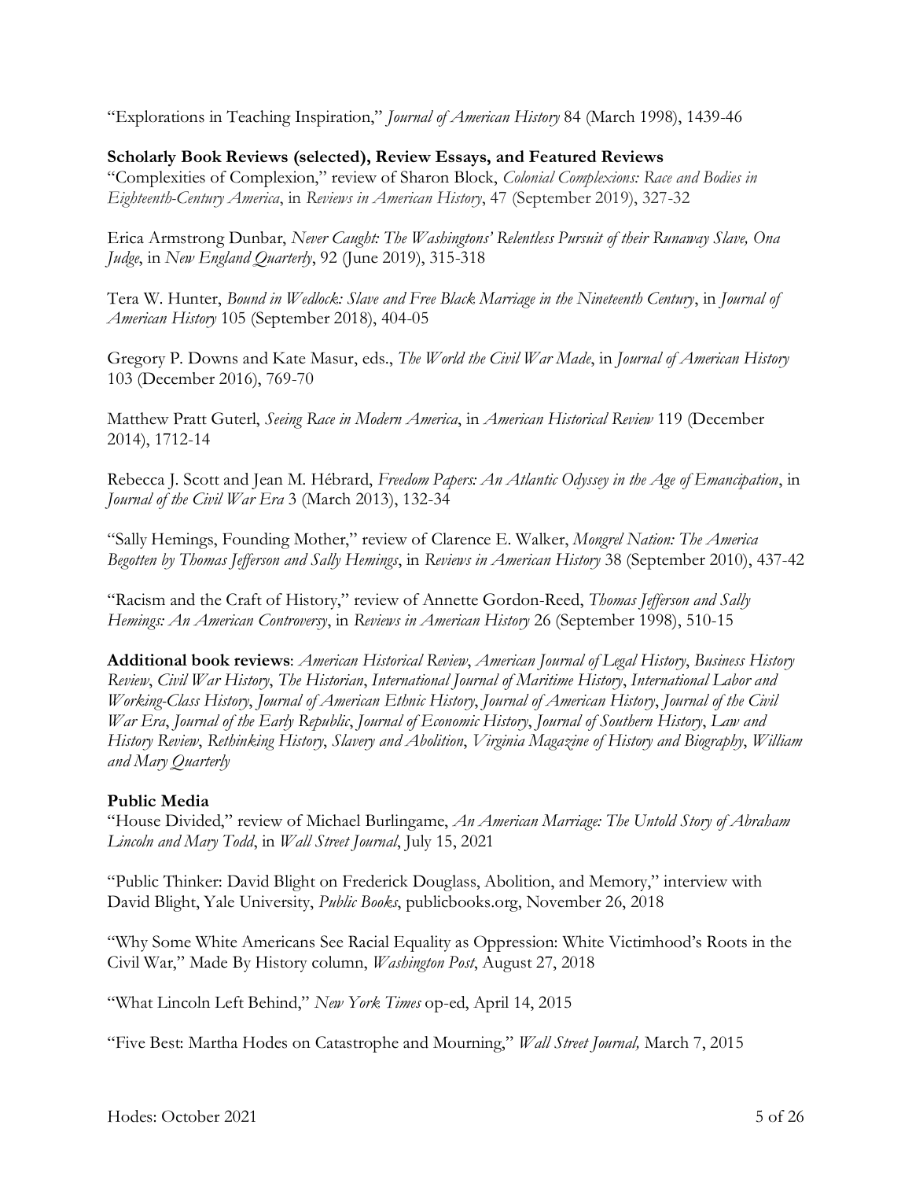"Explorations in Teaching Inspiration," *Journal of American History* 84 (March 1998), 1439-46

**Scholarly Book Reviews (selected), Review Essays, and Featured Reviews**

"Complexities of Complexion," review of Sharon Block, *Colonial Complexions: Race and Bodies in Eighteenth-Century America*, in *Reviews in American History*, 47 (September 2019), 327-32

Erica Armstrong Dunbar, *Never Caught: The Washingtons' Relentless Pursuit of their Runaway Slave, Ona Judge*, in *New England Quarterly*, 92 (June 2019), 315-318

Tera W. Hunter, *Bound in Wedlock: Slave and Free Black Marriage in the Nineteenth Century*, in *Journal of American History* 105 (September 2018), 404-05

Gregory P. Downs and Kate Masur, eds., *The World the Civil War Made*, in *Journal of American History* 103 (December 2016), 769-70

Matthew Pratt Guterl, *Seeing Race in Modern America*, in *American Historical Review* 119 (December 2014), 1712-14

Rebecca J. Scott and Jean M. Hébrard, *Freedom Papers: An Atlantic Odyssey in the Age of Emancipation*, in *Journal of the Civil War Era* 3 (March 2013), 132-34

"Sally Hemings, Founding Mother," review of Clarence E. Walker, *Mongrel Nation: The America Begotten by Thomas Jefferson and Sally Hemings*, in *Reviews in American History* 38 (September 2010), 437-42

"Racism and the Craft of History," review of Annette Gordon-Reed, *Thomas Jefferson and Sally Hemings: An American Controversy*, in *Reviews in American History* 26 (September 1998), 510-15

**Additional book reviews**: *American Historical Review*, *American Journal of Legal History*, *Business History Review*, *Civil War History*, *The Historian*, *International Journal of Maritime History*, *International Labor and Working-Class History*, *Journal of American Ethnic History*, *Journal of American History*, *Journal of the Civil War Era*, *Journal of the Early Republic*, *Journal of Economic History*, *Journal of Southern History*, *Law and History Review*, *Rethinking History*, *Slavery and Abolition*, *Virginia Magazine of History and Biography*, *William and Mary Quarterly*

**Public Media**

"House Divided," review of Michael Burlingame, *An American Marriage: The Untold Story of Abraham Lincoln and Mary Todd*, in *Wall Street Journal*, July 15, 2021

"Public Thinker: David Blight on Frederick Douglass, Abolition, and Memory," interview with David Blight, Yale University, *Public Books*, publicbooks.org, November 26, 2018

"Why Some White Americans See Racial Equality as Oppression: White Victimhood's Roots in the Civil War," Made By History column, *Washington Post*, August 27, 2018

"What Lincoln Left Behind," *New York Times* op-ed, April 14, 2015

"Five Best: Martha Hodes on Catastrophe and Mourning," *Wall Street Journal,* March 7, 2015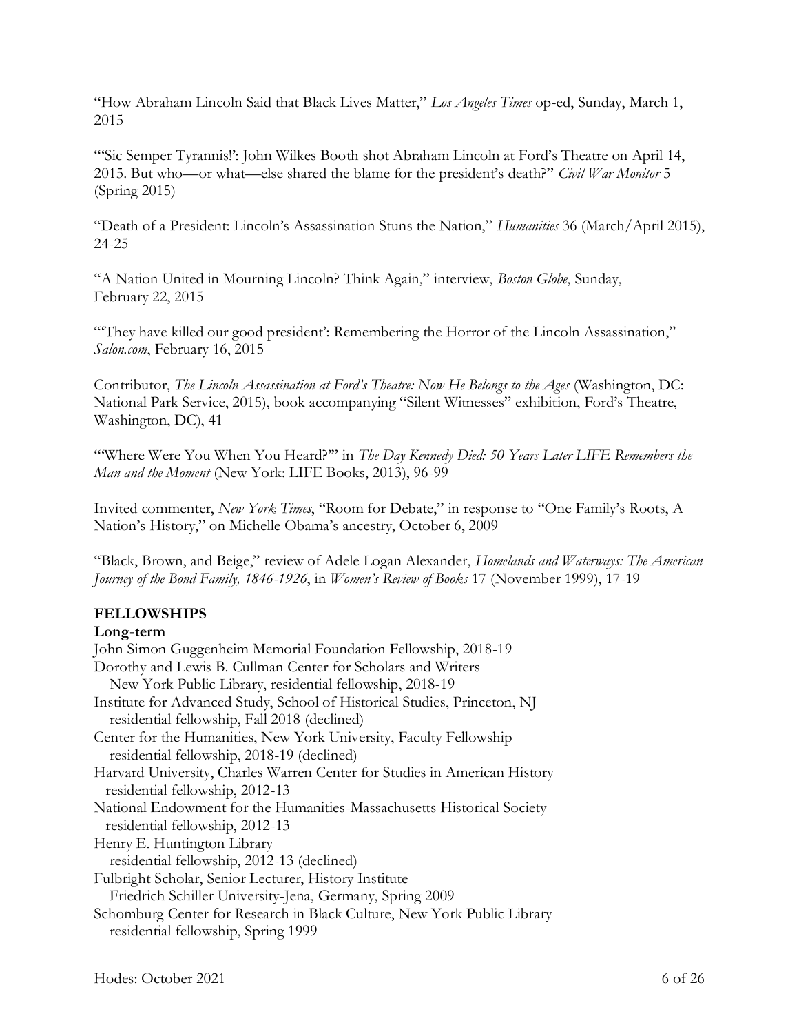"How Abraham Lincoln Said that Black Lives Matter," *Los Angeles Times* op-ed, Sunday, March 1, 2015

"'Sic Semper Tyrannis!': John Wilkes Booth shot Abraham Lincoln at Ford's Theatre on April 14, 2015. But who—or what—else shared the blame for the president's death?" *Civil War Monitor* 5 (Spring 2015)

"Death of a President: Lincoln's Assassination Stuns the Nation," *Humanities* 36 (March/April 2015), 24-25

"A Nation United in Mourning Lincoln? Think Again," interview, *Boston Globe*, Sunday, February 22, 2015

"'They have killed our good president': Remembering the Horror of the Lincoln Assassination," *Salon.com*, February 16, 2015

Contributor, *The Lincoln Assassination at Ford's Theatre: Now He Belongs to the Ages* (Washington, DC: National Park Service, 2015), book accompanying "Silent Witnesses" exhibition, Ford's Theatre, Washington, DC), 41

"'Where Were You When You Heard?'" in *The Day Kennedy Died: 50 Years Later LIFE Remembers the Man and the Moment* (New York: LIFE Books, 2013), 96-99

Invited commenter, *New York Times*, "Room for Debate," in response to "One Family's Roots, A Nation's History," on Michelle Obama's ancestry, October 6, 2009

"Black, Brown, and Beige," review of Adele Logan Alexander, *Homelands and Waterways: The American Journey of the Bond Family, 1846-1926*, in *Women's Review of Books* 17 (November 1999), 17-19

## FELLOWSHIPS

**Long-term**

John Simon Guggenheim Memorial Foundation Fellowship, 2018-19
Dorothy and Lewis B. Cullman Center for Scholars and Writers
  New York Public Library, residential fellowship, 2018-19
Institute for Advanced Study, School of Historical Studies, Princeton, NJ
  residential fellowship, Fall 2018 (declined)
Center for the Humanities, New York University, Faculty Fellowship
  residential fellowship, 2018-19 (declined)
Harvard University, Charles Warren Center for Studies in American History
  residential fellowship, 2012-13
National Endowment for the Humanities-Massachusetts Historical Society
  residential fellowship, 2012-13
Henry E. Huntington Library
  residential fellowship, 2012-13 (declined)
Fulbright Scholar, Senior Lecturer, History Institute
  Friedrich Schiller University-Jena, Germany, Spring 2009
Schomburg Center for Research in Black Culture, New York Public Library
  residential fellowship, Spring 1999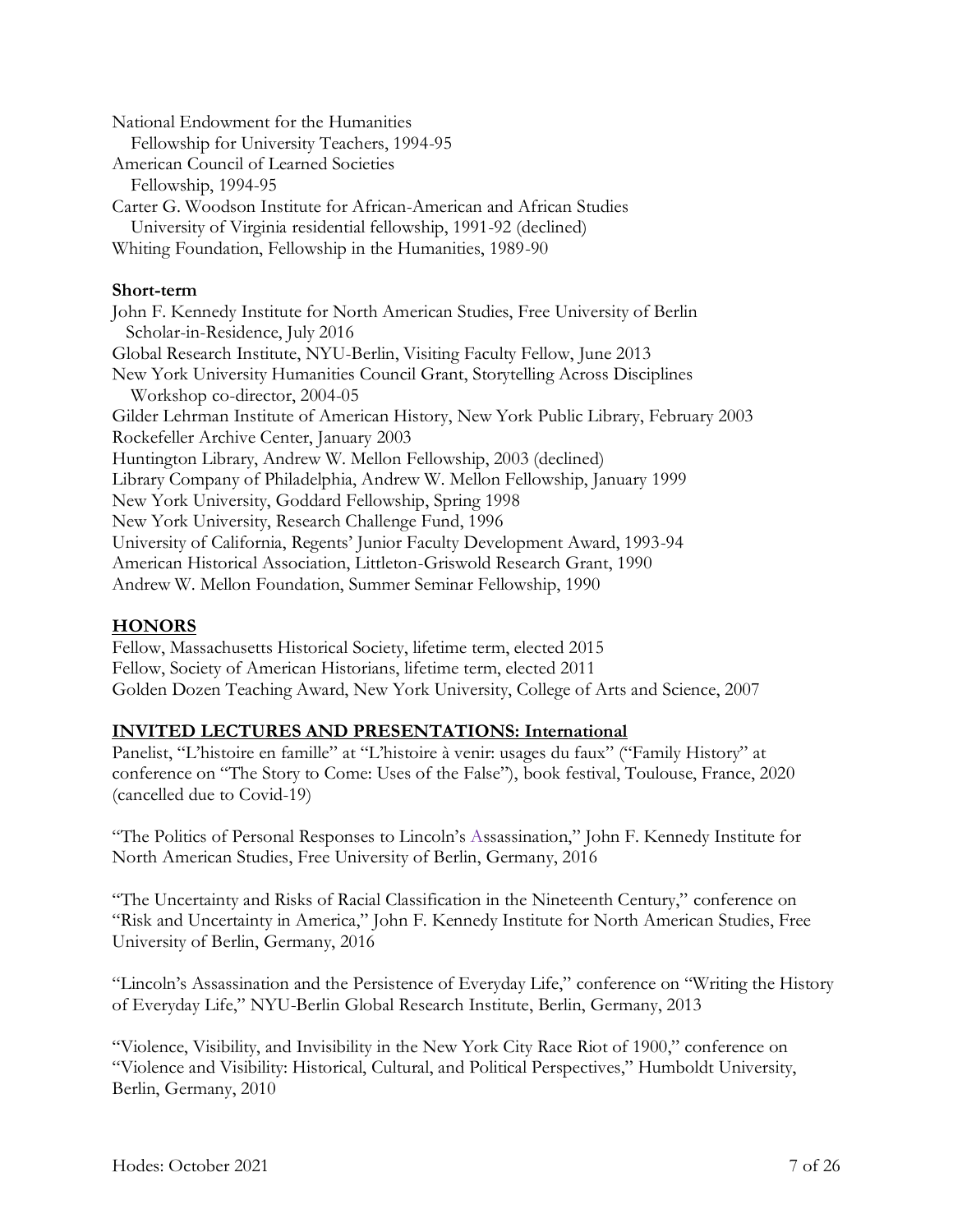National Endowment for the Humanities
   Fellowship for University Teachers, 1994-95
American Council of Learned Societies
   Fellowship, 1994-95
Carter G. Woodson Institute for African-American and African Studies
   University of Virginia residential fellowship, 1991-92 (declined)
Whiting Foundation, Fellowship in the Humanities, 1989-90

**Short-term**

John F. Kennedy Institute for North American Studies, Free University of Berlin
   Scholar-in-Residence, July 2016
Global Research Institute, NYU-Berlin, Visiting Faculty Fellow, June 2013
New York University Humanities Council Grant, Storytelling Across Disciplines
   Workshop co-director, 2004-05
Gilder Lehrman Institute of American History, New York Public Library, February 2003
Rockefeller Archive Center, January 2003
Huntington Library, Andrew W. Mellon Fellowship, 2003 (declined)
Library Company of Philadelphia, Andrew W. Mellon Fellowship, January 1999
New York University, Goddard Fellowship, Spring 1998
New York University, Research Challenge Fund, 1996
University of California, Regents' Junior Faculty Development Award, 1993-94
American Historical Association, Littleton-Griswold Research Grant, 1990
Andrew W. Mellon Foundation, Summer Seminar Fellowship, 1990

## HONORS

Fellow, Massachusetts Historical Society, lifetime term, elected 2015
Fellow, Society of American Historians, lifetime term, elected 2011
Golden Dozen Teaching Award, New York University, College of Arts and Science, 2007

## INVITED LECTURES AND PRESENTATIONS: International

Panelist, "L'histoire en famille" at "L'histoire à venir: usages du faux" ("Family History" at conference on "The Story to Come: Uses of the False"), book festival, Toulouse, France, 2020 (cancelled due to Covid-19)

"The Politics of Personal Responses to Lincoln's Assassination," John F. Kennedy Institute for North American Studies, Free University of Berlin, Germany, 2016

"The Uncertainty and Risks of Racial Classification in the Nineteenth Century," conference on "Risk and Uncertainty in America," John F. Kennedy Institute for North American Studies, Free University of Berlin, Germany, 2016

"Lincoln's Assassination and the Persistence of Everyday Life," conference on "Writing the History of Everyday Life," NYU-Berlin Global Research Institute, Berlin, Germany, 2013

"Violence, Visibility, and Invisibility in the New York City Race Riot of 1900," conference on "Violence and Visibility: Historical, Cultural, and Political Perspectives," Humboldt University, Berlin, Germany, 2010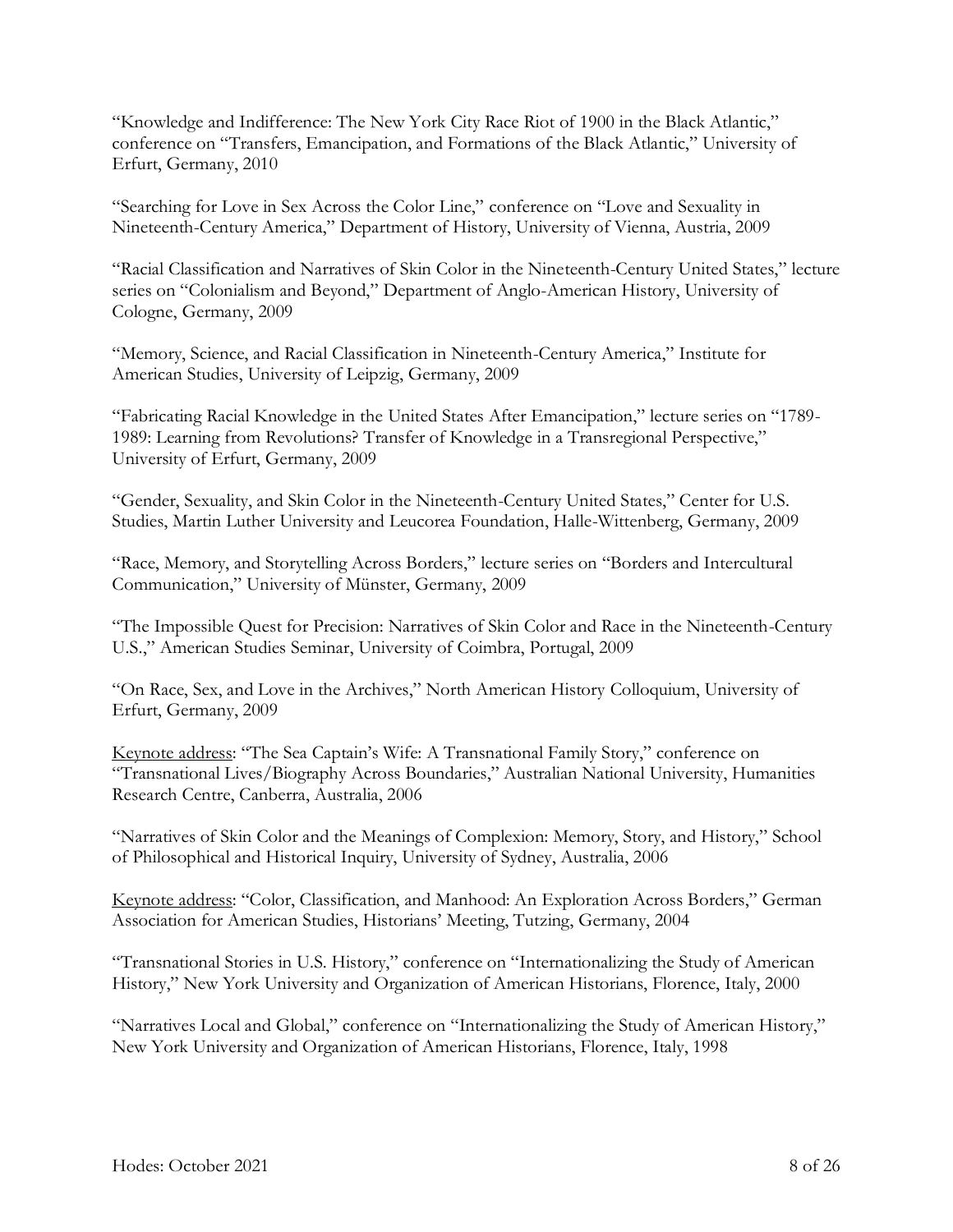"Knowledge and Indifference: The New York City Race Riot of 1900 in the Black Atlantic," conference on "Transfers, Emancipation, and Formations of the Black Atlantic," University of Erfurt, Germany, 2010

"Searching for Love in Sex Across the Color Line," conference on "Love and Sexuality in Nineteenth-Century America," Department of History, University of Vienna, Austria, 2009

"Racial Classification and Narratives of Skin Color in the Nineteenth-Century United States," lecture series on "Colonialism and Beyond," Department of Anglo-American History, University of Cologne, Germany, 2009

"Memory, Science, and Racial Classification in Nineteenth-Century America," Institute for American Studies, University of Leipzig, Germany, 2009

"Fabricating Racial Knowledge in the United States After Emancipation," lecture series on "1789-1989: Learning from Revolutions? Transfer of Knowledge in a Transregional Perspective," University of Erfurt, Germany, 2009

"Gender, Sexuality, and Skin Color in the Nineteenth-Century United States," Center for U.S. Studies, Martin Luther University and Leucorea Foundation, Halle-Wittenberg, Germany, 2009

"Race, Memory, and Storytelling Across Borders," lecture series on "Borders and Intercultural Communication," University of Münster, Germany, 2009

"The Impossible Quest for Precision: Narratives of Skin Color and Race in the Nineteenth-Century U.S.," American Studies Seminar, University of Coimbra, Portugal, 2009

"On Race, Sex, and Love in the Archives," North American History Colloquium, University of Erfurt, Germany, 2009

<u>Keynote address</u>: "The Sea Captain's Wife: A Transnational Family Story," conference on "Transnational Lives/Biography Across Boundaries," Australian National University, Humanities Research Centre, Canberra, Australia, 2006

"Narratives of Skin Color and the Meanings of Complexion: Memory, Story, and History," School of Philosophical and Historical Inquiry, University of Sydney, Australia, 2006

<u>Keynote address</u>: "Color, Classification, and Manhood: An Exploration Across Borders," German Association for American Studies, Historians' Meeting, Tutzing, Germany, 2004

"Transnational Stories in U.S. History," conference on "Internationalizing the Study of American History," New York University and Organization of American Historians, Florence, Italy, 2000

"Narratives Local and Global," conference on "Internationalizing the Study of American History," New York University and Organization of American Historians, Florence, Italy, 1998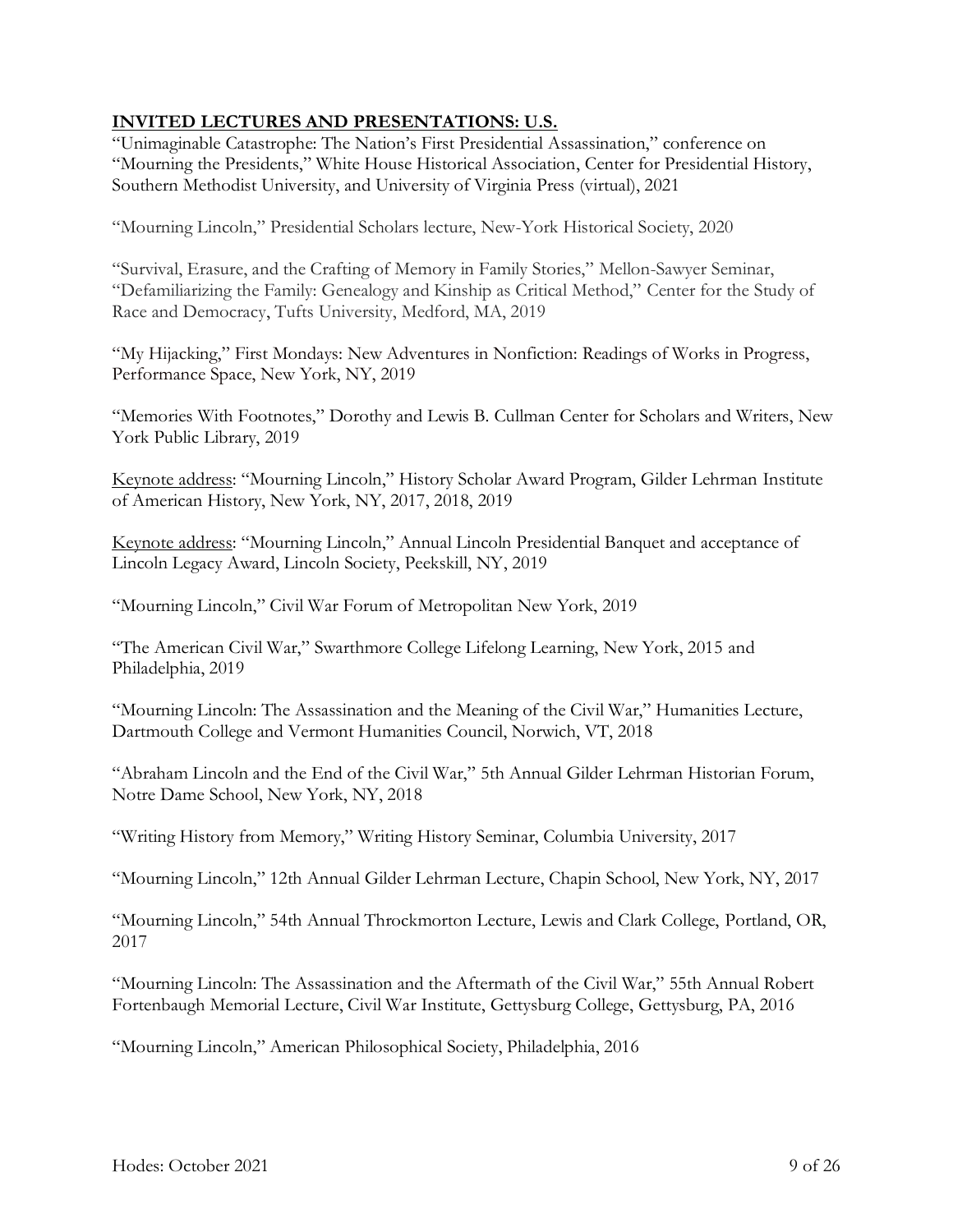## INVITED LECTURES AND PRESENTATIONS: U.S.

"Unimaginable Catastrophe: The Nation's First Presidential Assassination," conference on "Mourning the Presidents," White House Historical Association, Center for Presidential History, Southern Methodist University, and University of Virginia Press (virtual), 2021

"Mourning Lincoln," Presidential Scholars lecture, New-York Historical Society, 2020

"Survival, Erasure, and the Crafting of Memory in Family Stories," Mellon-Sawyer Seminar, "Defamiliarizing the Family: Genealogy and Kinship as Critical Method," Center for the Study of Race and Democracy, Tufts University, Medford, MA, 2019

"My Hijacking," First Mondays: New Adventures in Nonfiction: Readings of Works in Progress, Performance Space, New York, NY, 2019

"Memories With Footnotes," Dorothy and Lewis B. Cullman Center for Scholars and Writers, New York Public Library, 2019

<u>Keynote address</u>: "Mourning Lincoln," History Scholar Award Program, Gilder Lehrman Institute of American History, New York, NY, 2017, 2018, 2019

<u>Keynote address</u>: "Mourning Lincoln," Annual Lincoln Presidential Banquet and acceptance of Lincoln Legacy Award, Lincoln Society, Peekskill, NY, 2019

"Mourning Lincoln," Civil War Forum of Metropolitan New York, 2019

"The American Civil War," Swarthmore College Lifelong Learning, New York, 2015 and Philadelphia, 2019

"Mourning Lincoln: The Assassination and the Meaning of the Civil War," Humanities Lecture, Dartmouth College and Vermont Humanities Council, Norwich, VT, 2018

"Abraham Lincoln and the End of the Civil War," 5th Annual Gilder Lehrman Historian Forum, Notre Dame School, New York, NY, 2018

"Writing History from Memory," Writing History Seminar, Columbia University, 2017

"Mourning Lincoln," 12th Annual Gilder Lehrman Lecture, Chapin School, New York, NY, 2017

"Mourning Lincoln," 54th Annual Throckmorton Lecture, Lewis and Clark College, Portland, OR, 2017

"Mourning Lincoln: The Assassination and the Aftermath of the Civil War," 55th Annual Robert Fortenbaugh Memorial Lecture, Civil War Institute, Gettysburg College, Gettysburg, PA, 2016

"Mourning Lincoln," American Philosophical Society, Philadelphia, 2016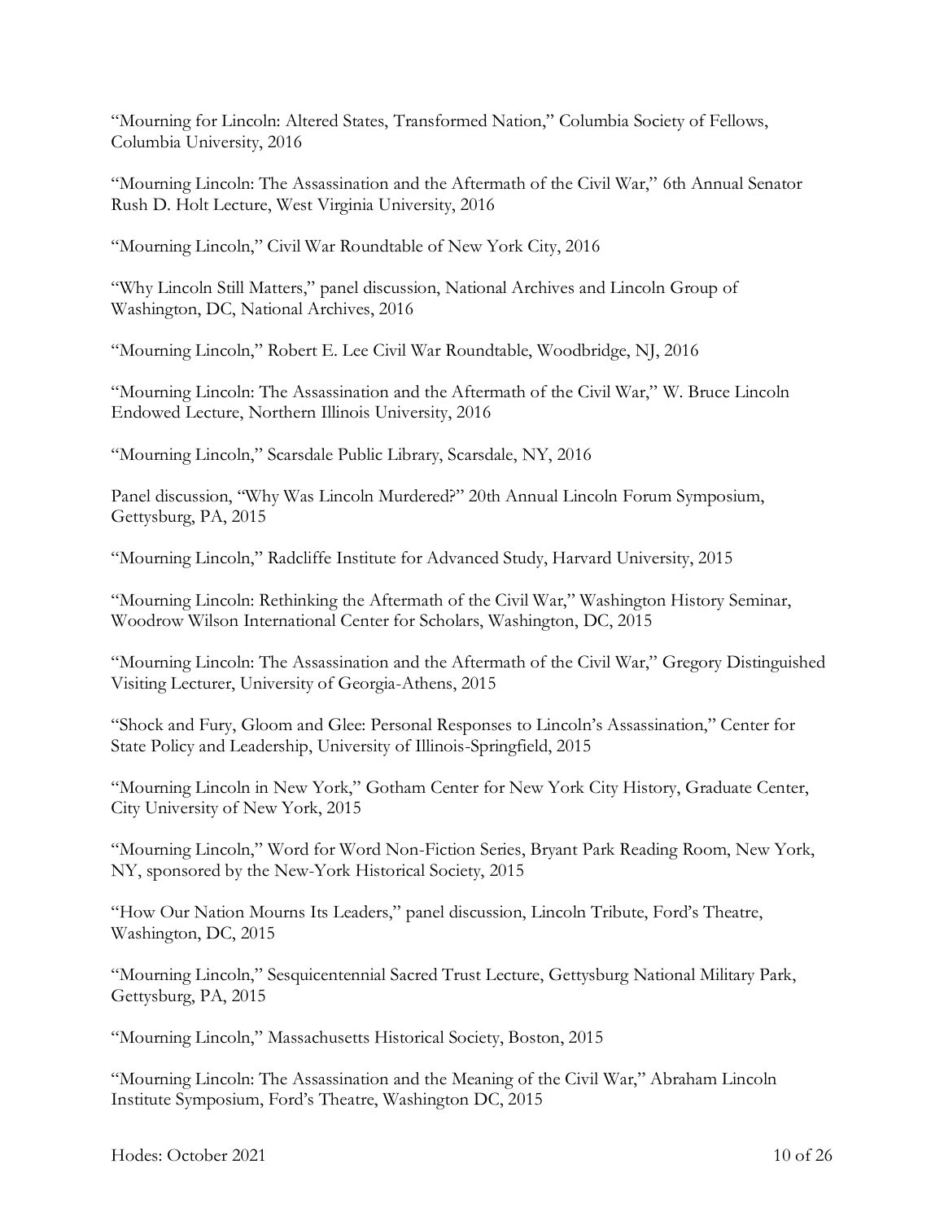“Mourning for Lincoln: Altered States, Transformed Nation,” Columbia Society of Fellows, Columbia University, 2016

“Mourning Lincoln: The Assassination and the Aftermath of the Civil War,” 6th Annual Senator Rush D. Holt Lecture, West Virginia University, 2016

“Mourning Lincoln,” Civil War Roundtable of New York City, 2016

“Why Lincoln Still Matters,” panel discussion, National Archives and Lincoln Group of Washington, DC, National Archives, 2016

“Mourning Lincoln,” Robert E. Lee Civil War Roundtable, Woodbridge, NJ, 2016

“Mourning Lincoln: The Assassination and the Aftermath of the Civil War,” W. Bruce Lincoln Endowed Lecture, Northern Illinois University, 2016

“Mourning Lincoln,” Scarsdale Public Library, Scarsdale, NY, 2016

Panel discussion, “Why Was Lincoln Murdered?” 20th Annual Lincoln Forum Symposium, Gettysburg, PA, 2015

“Mourning Lincoln,” Radcliffe Institute for Advanced Study, Harvard University, 2015

“Mourning Lincoln: Rethinking the Aftermath of the Civil War,” Washington History Seminar, Woodrow Wilson International Center for Scholars, Washington, DC, 2015

“Mourning Lincoln: The Assassination and the Aftermath of the Civil War,” Gregory Distinguished Visiting Lecturer, University of Georgia-Athens, 2015

“Shock and Fury, Gloom and Glee: Personal Responses to Lincoln’s Assassination,” Center for State Policy and Leadership, University of Illinois-Springfield, 2015

“Mourning Lincoln in New York,” Gotham Center for New York City History, Graduate Center, City University of New York, 2015

“Mourning Lincoln,” Word for Word Non-Fiction Series, Bryant Park Reading Room, New York, NY, sponsored by the New-York Historical Society, 2015

“How Our Nation Mourns Its Leaders,” panel discussion, Lincoln Tribute, Ford’s Theatre, Washington, DC, 2015

“Mourning Lincoln,” Sesquicentennial Sacred Trust Lecture, Gettysburg National Military Park, Gettysburg, PA, 2015

“Mourning Lincoln,” Massachusetts Historical Society, Boston, 2015

“Mourning Lincoln: The Assassination and the Meaning of the Civil War,” Abraham Lincoln Institute Symposium, Ford’s Theatre, Washington DC, 2015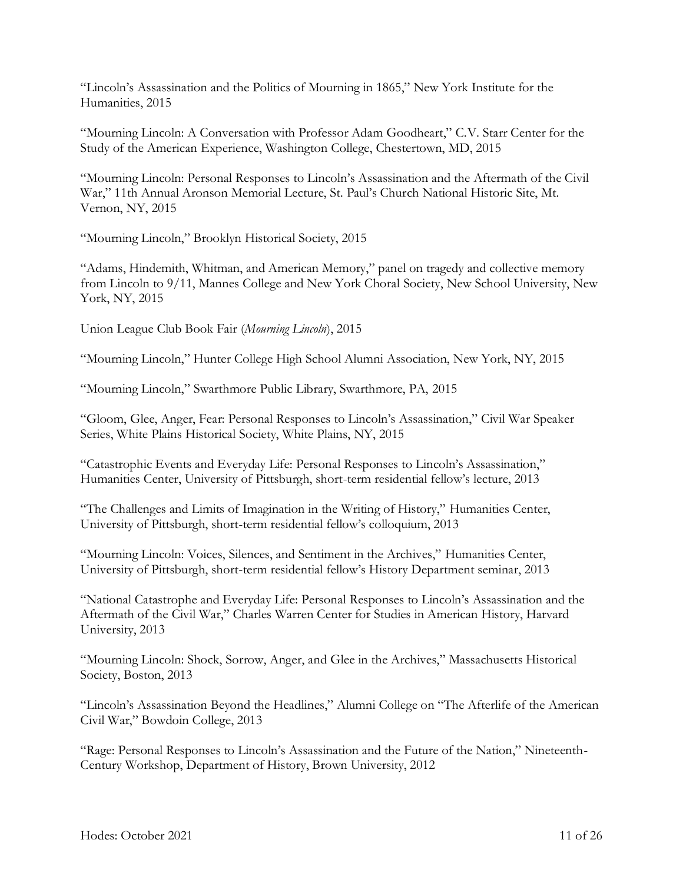"Lincoln's Assassination and the Politics of Mourning in 1865," New York Institute for the Humanities, 2015

"Mourning Lincoln: A Conversation with Professor Adam Goodheart," C.V. Starr Center for the Study of the American Experience, Washington College, Chestertown, MD, 2015

"Mourning Lincoln: Personal Responses to Lincoln's Assassination and the Aftermath of the Civil War," 11th Annual Aronson Memorial Lecture, St. Paul's Church National Historic Site, Mt. Vernon, NY, 2015

"Mourning Lincoln," Brooklyn Historical Society, 2015

"Adams, Hindemith, Whitman, and American Memory," panel on tragedy and collective memory from Lincoln to 9/11, Mannes College and New York Choral Society, New School University, New York, NY, 2015

Union League Club Book Fair (*Mourning Lincoln*), 2015

"Mourning Lincoln," Hunter College High School Alumni Association, New York, NY, 2015

"Mourning Lincoln," Swarthmore Public Library, Swarthmore, PA, 2015

"Gloom, Glee, Anger, Fear: Personal Responses to Lincoln's Assassination," Civil War Speaker Series, White Plains Historical Society, White Plains, NY, 2015

"Catastrophic Events and Everyday Life: Personal Responses to Lincoln's Assassination," Humanities Center, University of Pittsburgh, short-term residential fellow's lecture, 2013

"The Challenges and Limits of Imagination in the Writing of History," Humanities Center, University of Pittsburgh, short-term residential fellow's colloquium, 2013

"Mourning Lincoln: Voices, Silences, and Sentiment in the Archives," Humanities Center, University of Pittsburgh, short-term residential fellow's History Department seminar, 2013

"National Catastrophe and Everyday Life: Personal Responses to Lincoln's Assassination and the Aftermath of the Civil War," Charles Warren Center for Studies in American History, Harvard University, 2013

"Mourning Lincoln: Shock, Sorrow, Anger, and Glee in the Archives," Massachusetts Historical Society, Boston, 2013

"Lincoln's Assassination Beyond the Headlines," Alumni College on "The Afterlife of the American Civil War," Bowdoin College, 2013

"Rage: Personal Responses to Lincoln's Assassination and the Future of the Nation," Nineteenth-Century Workshop, Department of History, Brown University, 2012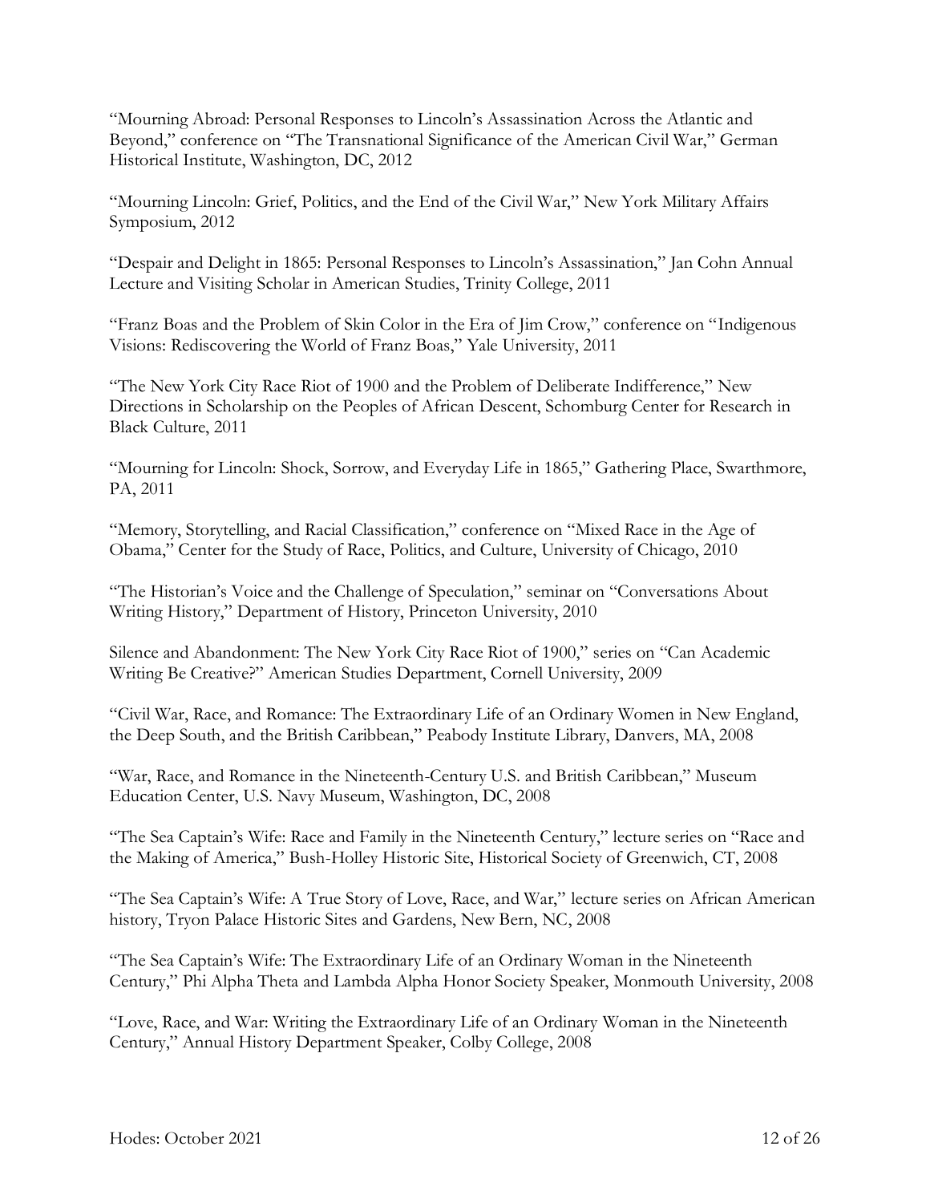"Mourning Abroad: Personal Responses to Lincoln's Assassination Across the Atlantic and Beyond," conference on "The Transnational Significance of the American Civil War," German Historical Institute, Washington, DC, 2012

"Mourning Lincoln: Grief, Politics, and the End of the Civil War," New York Military Affairs Symposium, 2012

"Despair and Delight in 1865: Personal Responses to Lincoln's Assassination," Jan Cohn Annual Lecture and Visiting Scholar in American Studies, Trinity College, 2011

"Franz Boas and the Problem of Skin Color in the Era of Jim Crow," conference on "Indigenous Visions: Rediscovering the World of Franz Boas," Yale University, 2011

"The New York City Race Riot of 1900 and the Problem of Deliberate Indifference," New Directions in Scholarship on the Peoples of African Descent, Schomburg Center for Research in Black Culture, 2011

"Mourning for Lincoln: Shock, Sorrow, and Everyday Life in 1865," Gathering Place, Swarthmore, PA, 2011

"Memory, Storytelling, and Racial Classification," conference on "Mixed Race in the Age of Obama," Center for the Study of Race, Politics, and Culture, University of Chicago, 2010

"The Historian's Voice and the Challenge of Speculation," seminar on "Conversations About Writing History," Department of History, Princeton University, 2010

Silence and Abandonment: The New York City Race Riot of 1900," series on "Can Academic Writing Be Creative?" American Studies Department, Cornell University, 2009

"Civil War, Race, and Romance: The Extraordinary Life of an Ordinary Women in New England, the Deep South, and the British Caribbean," Peabody Institute Library, Danvers, MA, 2008

"War, Race, and Romance in the Nineteenth-Century U.S. and British Caribbean," Museum Education Center, U.S. Navy Museum, Washington, DC, 2008

"The Sea Captain's Wife: Race and Family in the Nineteenth Century," lecture series on "Race and the Making of America," Bush-Holley Historic Site, Historical Society of Greenwich, CT, 2008

"The Sea Captain's Wife: A True Story of Love, Race, and War," lecture series on African American history, Tryon Palace Historic Sites and Gardens, New Bern, NC, 2008

"The Sea Captain's Wife: The Extraordinary Life of an Ordinary Woman in the Nineteenth Century," Phi Alpha Theta and Lambda Alpha Honor Society Speaker, Monmouth University, 2008

"Love, Race, and War: Writing the Extraordinary Life of an Ordinary Woman in the Nineteenth Century," Annual History Department Speaker, Colby College, 2008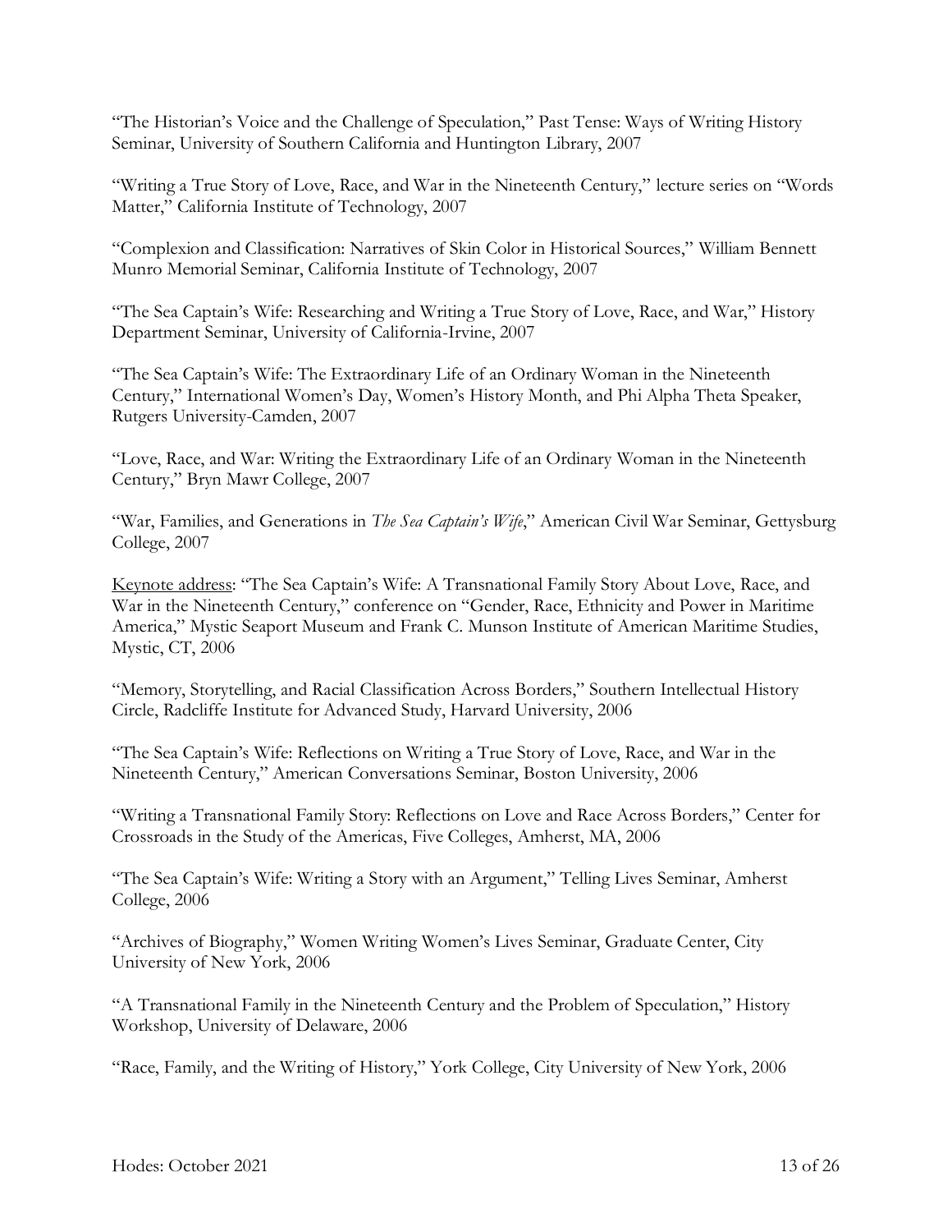"The Historian's Voice and the Challenge of Speculation," Past Tense: Ways of Writing History Seminar, University of Southern California and Huntington Library, 2007

"Writing a True Story of Love, Race, and War in the Nineteenth Century," lecture series on "Words Matter," California Institute of Technology, 2007

"Complexion and Classification: Narratives of Skin Color in Historical Sources," William Bennett Munro Memorial Seminar, California Institute of Technology, 2007

"The Sea Captain's Wife: Researching and Writing a True Story of Love, Race, and War," History Department Seminar, University of California-Irvine, 2007

"The Sea Captain's Wife: The Extraordinary Life of an Ordinary Woman in the Nineteenth Century," International Women's Day, Women's History Month, and Phi Alpha Theta Speaker, Rutgers University-Camden, 2007

"Love, Race, and War: Writing the Extraordinary Life of an Ordinary Woman in the Nineteenth Century," Bryn Mawr College, 2007

"War, Families, and Generations in *The Sea Captain's Wife*," American Civil War Seminar, Gettysburg College, 2007

<u>Keynote address</u>: "The Sea Captain's Wife: A Transnational Family Story About Love, Race, and War in the Nineteenth Century," conference on "Gender, Race, Ethnicity and Power in Maritime America," Mystic Seaport Museum and Frank C. Munson Institute of American Maritime Studies, Mystic, CT, 2006

"Memory, Storytelling, and Racial Classification Across Borders," Southern Intellectual History Circle, Radcliffe Institute for Advanced Study, Harvard University, 2006

"The Sea Captain's Wife: Reflections on Writing a True Story of Love, Race, and War in the Nineteenth Century," American Conversations Seminar, Boston University, 2006

"Writing a Transnational Family Story: Reflections on Love and Race Across Borders," Center for Crossroads in the Study of the Americas, Five Colleges, Amherst, MA, 2006

"The Sea Captain's Wife: Writing a Story with an Argument," Telling Lives Seminar, Amherst College, 2006

"Archives of Biography," Women Writing Women's Lives Seminar, Graduate Center, City University of New York, 2006

"A Transnational Family in the Nineteenth Century and the Problem of Speculation," History Workshop, University of Delaware, 2006

"Race, Family, and the Writing of History," York College, City University of New York, 2006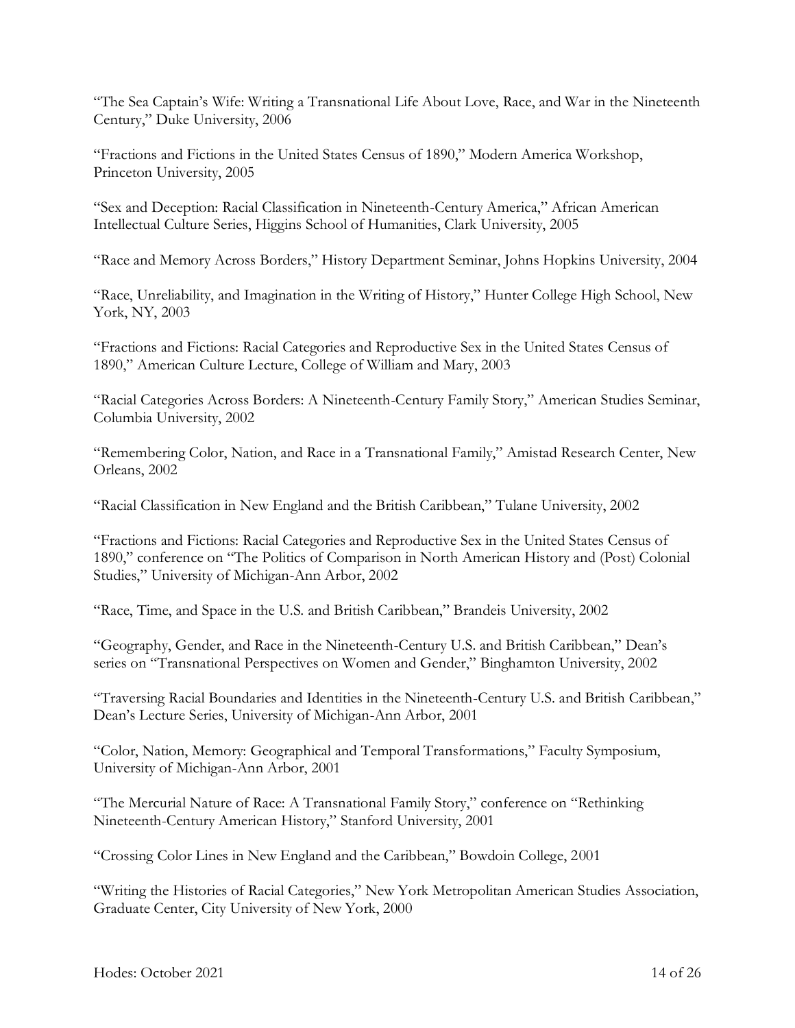"The Sea Captain's Wife: Writing a Transnational Life About Love, Race, and War in the Nineteenth Century," Duke University, 2006

"Fractions and Fictions in the United States Census of 1890," Modern America Workshop, Princeton University, 2005

"Sex and Deception: Racial Classification in Nineteenth-Century America," African American Intellectual Culture Series, Higgins School of Humanities, Clark University, 2005

"Race and Memory Across Borders," History Department Seminar, Johns Hopkins University, 2004

"Race, Unreliability, and Imagination in the Writing of History," Hunter College High School, New York, NY, 2003

"Fractions and Fictions: Racial Categories and Reproductive Sex in the United States Census of 1890," American Culture Lecture, College of William and Mary, 2003

"Racial Categories Across Borders: A Nineteenth-Century Family Story," American Studies Seminar, Columbia University, 2002

"Remembering Color, Nation, and Race in a Transnational Family," Amistad Research Center, New Orleans, 2002

"Racial Classification in New England and the British Caribbean," Tulane University, 2002

"Fractions and Fictions: Racial Categories and Reproductive Sex in the United States Census of 1890," conference on "The Politics of Comparison in North American History and (Post) Colonial Studies," University of Michigan-Ann Arbor, 2002

"Race, Time, and Space in the U.S. and British Caribbean," Brandeis University, 2002

"Geography, Gender, and Race in the Nineteenth-Century U.S. and British Caribbean," Dean's series on "Transnational Perspectives on Women and Gender," Binghamton University, 2002

"Traversing Racial Boundaries and Identities in the Nineteenth-Century U.S. and British Caribbean," Dean's Lecture Series, University of Michigan-Ann Arbor, 2001

"Color, Nation, Memory: Geographical and Temporal Transformations," Faculty Symposium, University of Michigan-Ann Arbor, 2001

"The Mercurial Nature of Race: A Transnational Family Story," conference on "Rethinking Nineteenth-Century American History," Stanford University, 2001

"Crossing Color Lines in New England and the Caribbean," Bowdoin College, 2001

"Writing the Histories of Racial Categories," New York Metropolitan American Studies Association, Graduate Center, City University of New York, 2000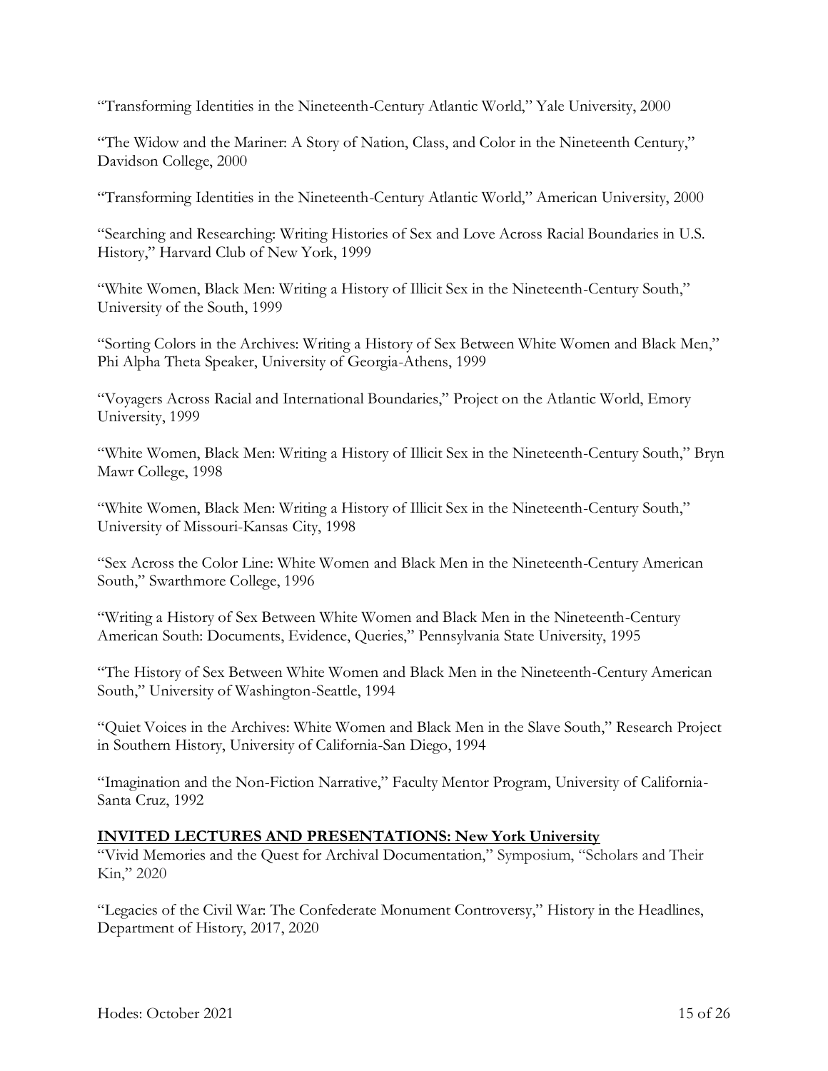"Transforming Identities in the Nineteenth-Century Atlantic World," Yale University, 2000

"The Widow and the Mariner: A Story of Nation, Class, and Color in the Nineteenth Century," Davidson College, 2000

"Transforming Identities in the Nineteenth-Century Atlantic World," American University, 2000

"Searching and Researching: Writing Histories of Sex and Love Across Racial Boundaries in U.S. History," Harvard Club of New York, 1999

"White Women, Black Men: Writing a History of Illicit Sex in the Nineteenth-Century South," University of the South, 1999

"Sorting Colors in the Archives: Writing a History of Sex Between White Women and Black Men," Phi Alpha Theta Speaker, University of Georgia-Athens, 1999

"Voyagers Across Racial and International Boundaries," Project on the Atlantic World, Emory University, 1999

"White Women, Black Men: Writing a History of Illicit Sex in the Nineteenth-Century South," Bryn Mawr College, 1998

"White Women, Black Men: Writing a History of Illicit Sex in the Nineteenth-Century South," University of Missouri-Kansas City, 1998

"Sex Across the Color Line: White Women and Black Men in the Nineteenth-Century American South," Swarthmore College, 1996

"Writing a History of Sex Between White Women and Black Men in the Nineteenth-Century American South: Documents, Evidence, Queries," Pennsylvania State University, 1995

"The History of Sex Between White Women and Black Men in the Nineteenth-Century American South," University of Washington-Seattle, 1994

"Quiet Voices in the Archives: White Women and Black Men in the Slave South," Research Project in Southern History, University of California-San Diego, 1994

"Imagination and the Non-Fiction Narrative," Faculty Mentor Program, University of California-Santa Cruz, 1992

**INVITED LECTURES AND PRESENTATIONS: New York University**

"Vivid Memories and the Quest for Archival Documentation," Symposium, "Scholars and Their Kin," 2020

"Legacies of the Civil War: The Confederate Monument Controversy," History in the Headlines, Department of History, 2017, 2020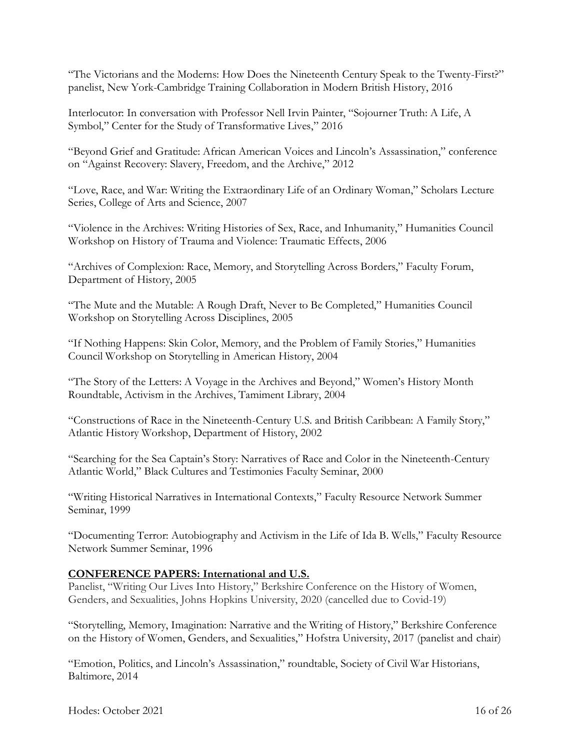"The Victorians and the Moderns: How Does the Nineteenth Century Speak to the Twenty-First?" panelist, New York-Cambridge Training Collaboration in Modern British History, 2016

Interlocutor: In conversation with Professor Nell Irvin Painter, "Sojourner Truth: A Life, A Symbol," Center for the Study of Transformative Lives," 2016

"Beyond Grief and Gratitude: African American Voices and Lincoln's Assassination," conference on "Against Recovery: Slavery, Freedom, and the Archive," 2012

"Love, Race, and War: Writing the Extraordinary Life of an Ordinary Woman," Scholars Lecture Series, College of Arts and Science, 2007

"Violence in the Archives: Writing Histories of Sex, Race, and Inhumanity," Humanities Council Workshop on History of Trauma and Violence: Traumatic Effects, 2006

"Archives of Complexion: Race, Memory, and Storytelling Across Borders," Faculty Forum, Department of History, 2005

"The Mute and the Mutable: A Rough Draft, Never to Be Completed," Humanities Council Workshop on Storytelling Across Disciplines, 2005

"If Nothing Happens: Skin Color, Memory, and the Problem of Family Stories," Humanities Council Workshop on Storytelling in American History, 2004

"The Story of the Letters: A Voyage in the Archives and Beyond," Women's History Month Roundtable, Activism in the Archives, Tamiment Library, 2004

"Constructions of Race in the Nineteenth-Century U.S. and British Caribbean: A Family Story," Atlantic History Workshop, Department of History, 2002

"Searching for the Sea Captain's Story: Narratives of Race and Color in the Nineteenth-Century Atlantic World," Black Cultures and Testimonies Faculty Seminar, 2000

"Writing Historical Narratives in International Contexts," Faculty Resource Network Summer Seminar, 1999

"Documenting Terror: Autobiography and Activism in the Life of Ida B. Wells," Faculty Resource Network Summer Seminar, 1996

**CONFERENCE PAPERS: International and U.S.**

Panelist, "Writing Our Lives Into History," Berkshire Conference on the History of Women, Genders, and Sexualities, Johns Hopkins University, 2020 (cancelled due to Covid-19)

"Storytelling, Memory, Imagination: Narrative and the Writing of History," Berkshire Conference on the History of Women, Genders, and Sexualities," Hofstra University, 2017 (panelist and chair)

"Emotion, Politics, and Lincoln's Assassination," roundtable, Society of Civil War Historians, Baltimore, 2014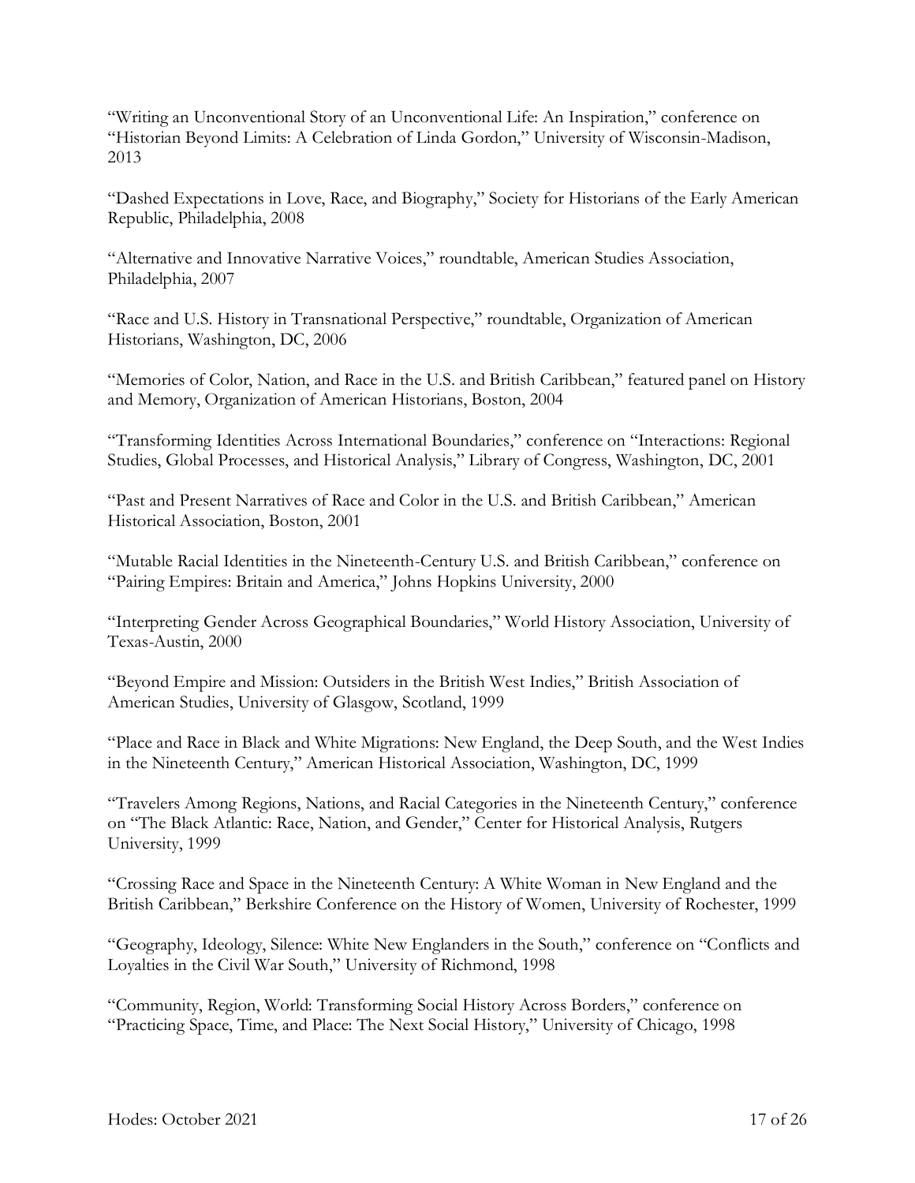“Writing an Unconventional Story of an Unconventional Life: An Inspiration,” conference on “Historian Beyond Limits: A Celebration of Linda Gordon,” University of Wisconsin-Madison, 2013

“Dashed Expectations in Love, Race, and Biography,” Society for Historians of the Early American Republic, Philadelphia, 2008

“Alternative and Innovative Narrative Voices,” roundtable, American Studies Association, Philadelphia, 2007

“Race and U.S. History in Transnational Perspective,” roundtable, Organization of American Historians, Washington, DC, 2006

“Memories of Color, Nation, and Race in the U.S. and British Caribbean,” featured panel on History and Memory, Organization of American Historians, Boston, 2004

“Transforming Identities Across International Boundaries,” conference on “Interactions: Regional Studies, Global Processes, and Historical Analysis,” Library of Congress, Washington, DC, 2001

“Past and Present Narratives of Race and Color in the U.S. and British Caribbean,” American Historical Association, Boston, 2001

“Mutable Racial Identities in the Nineteenth-Century U.S. and British Caribbean,” conference on “Pairing Empires: Britain and America,” Johns Hopkins University, 2000

“Interpreting Gender Across Geographical Boundaries,” World History Association, University of Texas-Austin, 2000

“Beyond Empire and Mission: Outsiders in the British West Indies,” British Association of American Studies, University of Glasgow, Scotland, 1999

“Place and Race in Black and White Migrations: New England, the Deep South, and the West Indies in the Nineteenth Century,” American Historical Association, Washington, DC, 1999

“Travelers Among Regions, Nations, and Racial Categories in the Nineteenth Century,” conference on “The Black Atlantic: Race, Nation, and Gender,” Center for Historical Analysis, Rutgers University, 1999

“Crossing Race and Space in the Nineteenth Century: A White Woman in New England and the British Caribbean,” Berkshire Conference on the History of Women, University of Rochester, 1999

“Geography, Ideology, Silence: White New Englanders in the South,” conference on “Conflicts and Loyalties in the Civil War South,” University of Richmond, 1998

“Community, Region, World: Transforming Social History Across Borders,” conference on “Practicing Space, Time, and Place: The Next Social History,” University of Chicago, 1998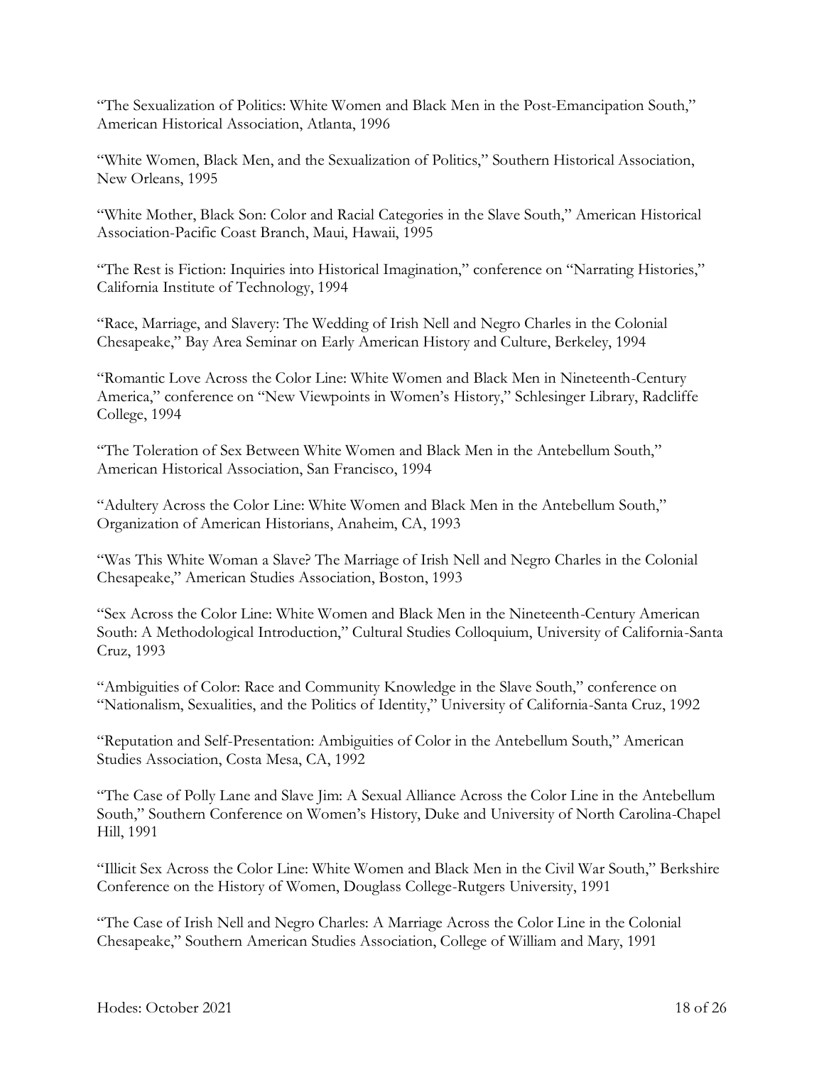"The Sexualization of Politics: White Women and Black Men in the Post-Emancipation South," American Historical Association, Atlanta, 1996

"White Women, Black Men, and the Sexualization of Politics," Southern Historical Association, New Orleans, 1995

"White Mother, Black Son: Color and Racial Categories in the Slave South," American Historical Association-Pacific Coast Branch, Maui, Hawaii, 1995

"The Rest is Fiction: Inquiries into Historical Imagination," conference on "Narrating Histories," California Institute of Technology, 1994

"Race, Marriage, and Slavery: The Wedding of Irish Nell and Negro Charles in the Colonial Chesapeake," Bay Area Seminar on Early American History and Culture, Berkeley, 1994

"Romantic Love Across the Color Line: White Women and Black Men in Nineteenth-Century America," conference on "New Viewpoints in Women's History," Schlesinger Library, Radcliffe College, 1994

"The Toleration of Sex Between White Women and Black Men in the Antebellum South," American Historical Association, San Francisco, 1994

"Adultery Across the Color Line: White Women and Black Men in the Antebellum South," Organization of American Historians, Anaheim, CA, 1993

"Was This White Woman a Slave? The Marriage of Irish Nell and Negro Charles in the Colonial Chesapeake," American Studies Association, Boston, 1993

"Sex Across the Color Line: White Women and Black Men in the Nineteenth-Century American South: A Methodological Introduction," Cultural Studies Colloquium, University of California-Santa Cruz, 1993

"Ambiguities of Color: Race and Community Knowledge in the Slave South," conference on "Nationalism, Sexualities, and the Politics of Identity," University of California-Santa Cruz, 1992

"Reputation and Self-Presentation: Ambiguities of Color in the Antebellum South," American Studies Association, Costa Mesa, CA, 1992

"The Case of Polly Lane and Slave Jim: A Sexual Alliance Across the Color Line in the Antebellum South," Southern Conference on Women's History, Duke and University of North Carolina-Chapel Hill, 1991

"Illicit Sex Across the Color Line: White Women and Black Men in the Civil War South," Berkshire Conference on the History of Women, Douglass College-Rutgers University, 1991

"The Case of Irish Nell and Negro Charles: A Marriage Across the Color Line in the Colonial Chesapeake," Southern American Studies Association, College of William and Mary, 1991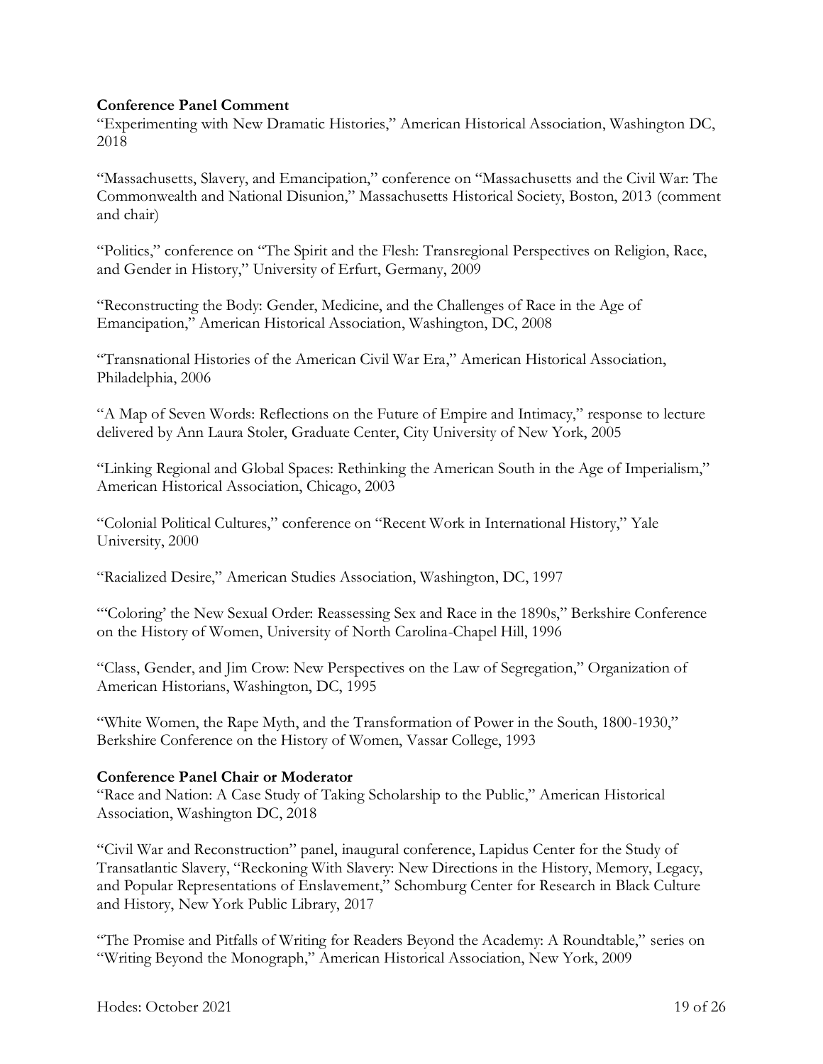**Conference Panel Comment**

"Experimenting with New Dramatic Histories," American Historical Association, Washington DC, 2018

"Massachusetts, Slavery, and Emancipation," conference on "Massachusetts and the Civil War: The Commonwealth and National Disunion," Massachusetts Historical Society, Boston, 2013 (comment and chair)

"Politics," conference on "The Spirit and the Flesh: Transregional Perspectives on Religion, Race, and Gender in History," University of Erfurt, Germany, 2009

"Reconstructing the Body: Gender, Medicine, and the Challenges of Race in the Age of Emancipation," American Historical Association, Washington, DC, 2008

"Transnational Histories of the American Civil War Era," American Historical Association, Philadelphia, 2006

"A Map of Seven Words: Reflections on the Future of Empire and Intimacy," response to lecture delivered by Ann Laura Stoler, Graduate Center, City University of New York, 2005

"Linking Regional and Global Spaces: Rethinking the American South in the Age of Imperialism," American Historical Association, Chicago, 2003

"Colonial Political Cultures," conference on "Recent Work in International History," Yale University, 2000

"Racialized Desire," American Studies Association, Washington, DC, 1997

"'Coloring' the New Sexual Order: Reassessing Sex and Race in the 1890s," Berkshire Conference on the History of Women, University of North Carolina-Chapel Hill, 1996

"Class, Gender, and Jim Crow: New Perspectives on the Law of Segregation," Organization of American Historians, Washington, DC, 1995

"White Women, the Rape Myth, and the Transformation of Power in the South, 1800-1930," Berkshire Conference on the History of Women, Vassar College, 1993

**Conference Panel Chair or Moderator**

"Race and Nation: A Case Study of Taking Scholarship to the Public," American Historical Association, Washington DC, 2018

"Civil War and Reconstruction" panel, inaugural conference, Lapidus Center for the Study of Transatlantic Slavery, "Reckoning With Slavery: New Directions in the History, Memory, Legacy, and Popular Representations of Enslavement," Schomburg Center for Research in Black Culture and History, New York Public Library, 2017

"The Promise and Pitfalls of Writing for Readers Beyond the Academy: A Roundtable," series on "Writing Beyond the Monograph," American Historical Association, New York, 2009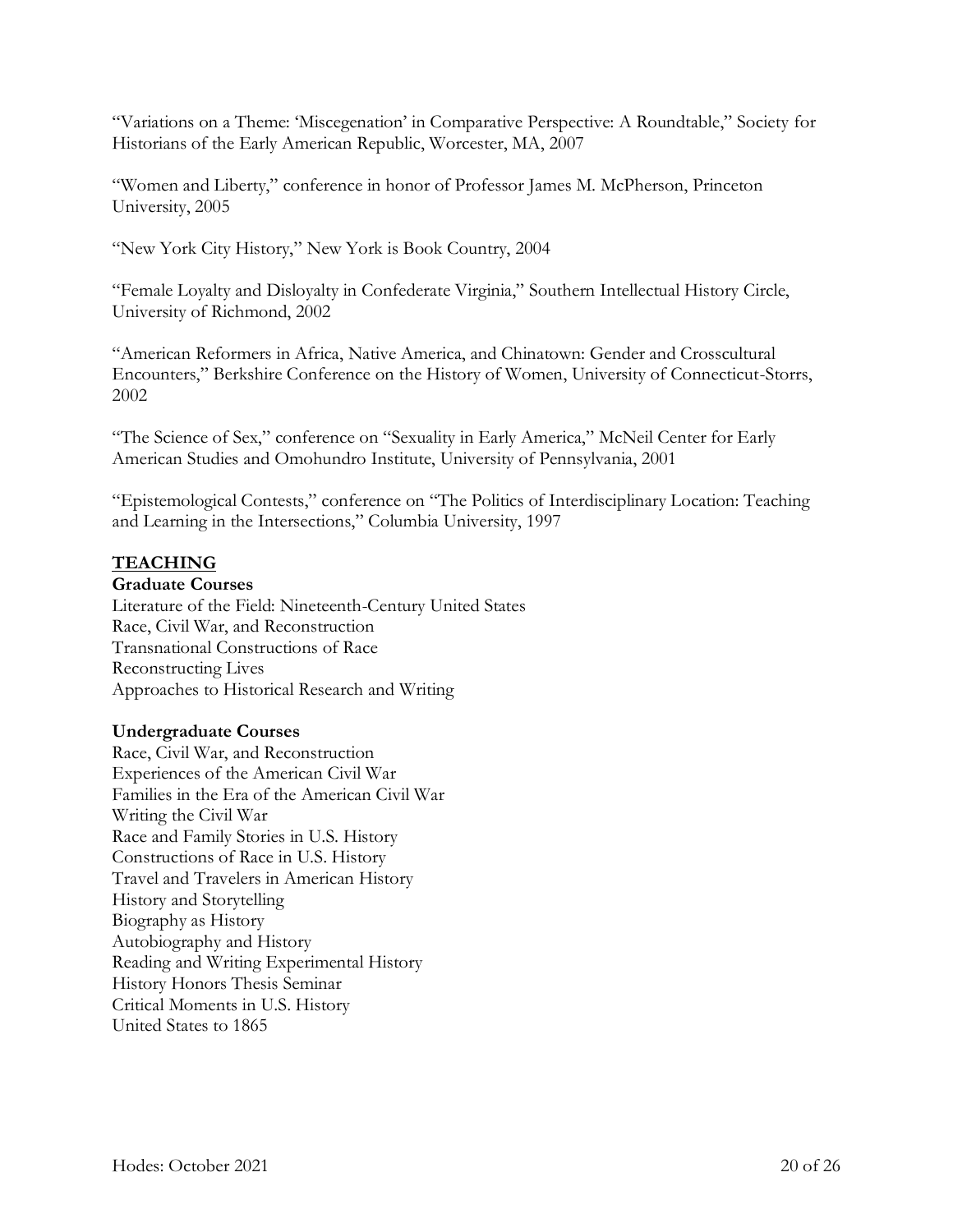"Variations on a Theme: 'Miscegenation' in Comparative Perspective: A Roundtable," Society for Historians of the Early American Republic, Worcester, MA, 2007

"Women and Liberty," conference in honor of Professor James M. McPherson, Princeton University, 2005

"New York City History," New York is Book Country, 2004

"Female Loyalty and Disloyalty in Confederate Virginia," Southern Intellectual History Circle, University of Richmond, 2002

"American Reformers in Africa, Native America, and Chinatown: Gender and Crosscultural Encounters," Berkshire Conference on the History of Women, University of Connecticut-Storrs, 2002

"The Science of Sex," conference on "Sexuality in Early America," McNeil Center for Early American Studies and Omohundro Institute, University of Pennsylvania, 2001

"Epistemological Contests," conference on "The Politics of Interdisciplinary Location: Teaching and Learning in the Intersections," Columbia University, 1997

## TEACHING

**Graduate Courses**

Literature of the Field: Nineteenth-Century United States
Race, Civil War, and Reconstruction
Transnational Constructions of Race
Reconstructing Lives
Approaches to Historical Research and Writing

**Undergraduate Courses**

Race, Civil War, and Reconstruction
Experiences of the American Civil War
Families in the Era of the American Civil War
Writing the Civil War
Race and Family Stories in U.S. History
Constructions of Race in U.S. History
Travel and Travelers in American History
History and Storytelling
Biography as History
Autobiography and History
Reading and Writing Experimental History
History Honors Thesis Seminar
Critical Moments in U.S. History
United States to 1865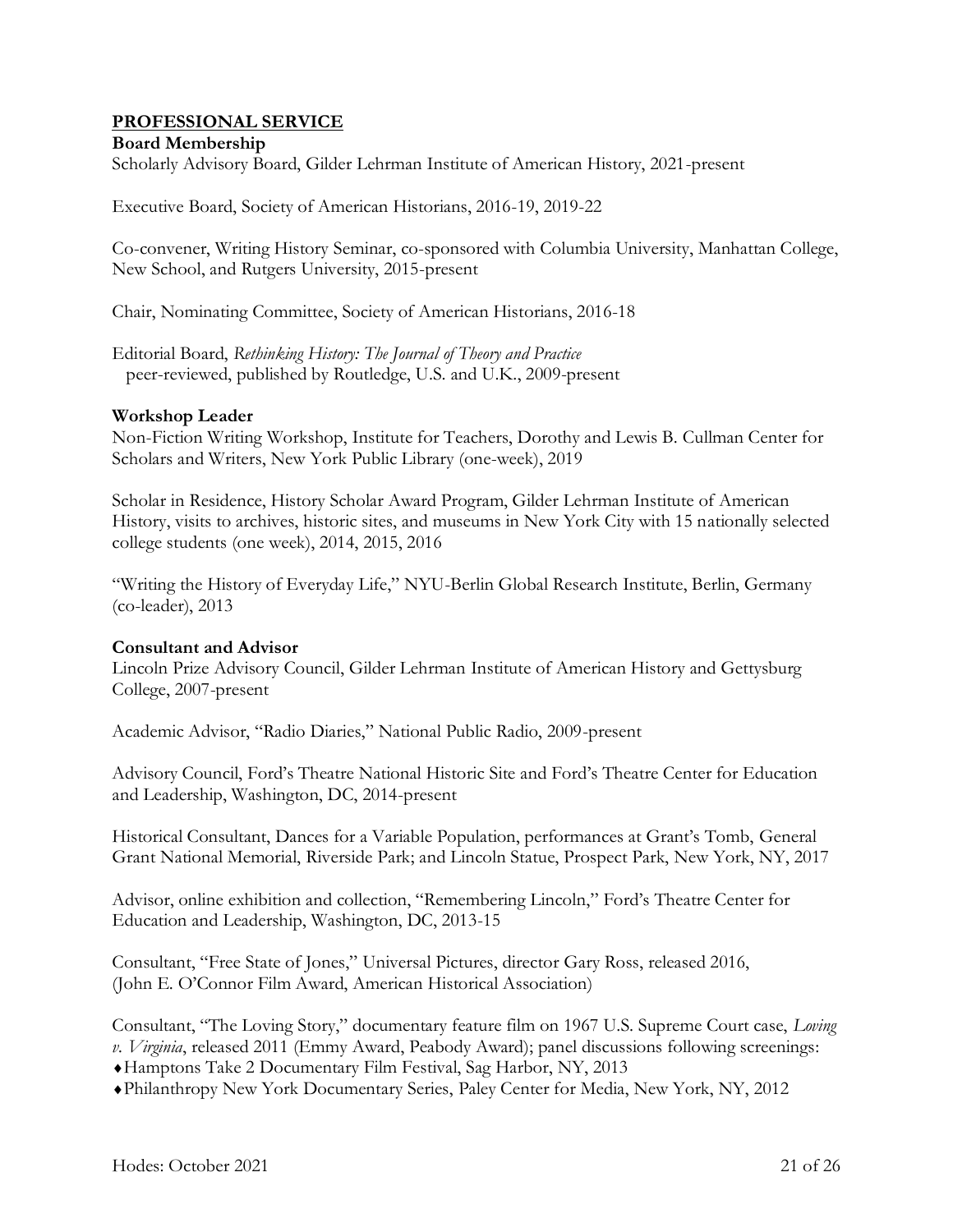## PROFESSIONAL SERVICE

### Board Membership

Scholarly Advisory Board, Gilder Lehrman Institute of American History, 2021-present

Executive Board, Society of American Historians, 2016-19, 2019-22

Co-convener, Writing History Seminar, co-sponsored with Columbia University, Manhattan College, New School, and Rutgers University, 2015-present

Chair, Nominating Committee, Society of American Historians, 2016-18

Editorial Board, *Rethinking History: The Journal of Theory and Practice*
peer-reviewed, published by Routledge, U.S. and U.K., 2009-present

### Workshop Leader

Non-Fiction Writing Workshop, Institute for Teachers, Dorothy and Lewis B. Cullman Center for Scholars and Writers, New York Public Library (one-week), 2019

Scholar in Residence, History Scholar Award Program, Gilder Lehrman Institute of American History, visits to archives, historic sites, and museums in New York City with 15 nationally selected college students (one week), 2014, 2015, 2016

"Writing the History of Everyday Life," NYU-Berlin Global Research Institute, Berlin, Germany (co-leader), 2013

### Consultant and Advisor

Lincoln Prize Advisory Council, Gilder Lehrman Institute of American History and Gettysburg College, 2007-present

Academic Advisor, "Radio Diaries," National Public Radio, 2009-present

Advisory Council, Ford's Theatre National Historic Site and Ford's Theatre Center for Education and Leadership, Washington, DC, 2014-present

Historical Consultant, Dances for a Variable Population, performances at Grant's Tomb, General Grant National Memorial, Riverside Park; and Lincoln Statue, Prospect Park, New York, NY, 2017

Advisor, online exhibition and collection, "Remembering Lincoln," Ford's Theatre Center for Education and Leadership, Washington, DC, 2013-15

Consultant, "Free State of Jones," Universal Pictures, director Gary Ross, released 2016, (John E. O'Connor Film Award, American Historical Association)

Consultant, "The Loving Story," documentary feature film on 1967 U.S. Supreme Court case, *Loving v. Virginia*, released 2011 (Emmy Award, Peabody Award); panel discussions following screenings:

- Hamptons Take 2 Documentary Film Festival, Sag Harbor, NY, 2013
- Philanthropy New York Documentary Series, Paley Center for Media, New York, NY, 2012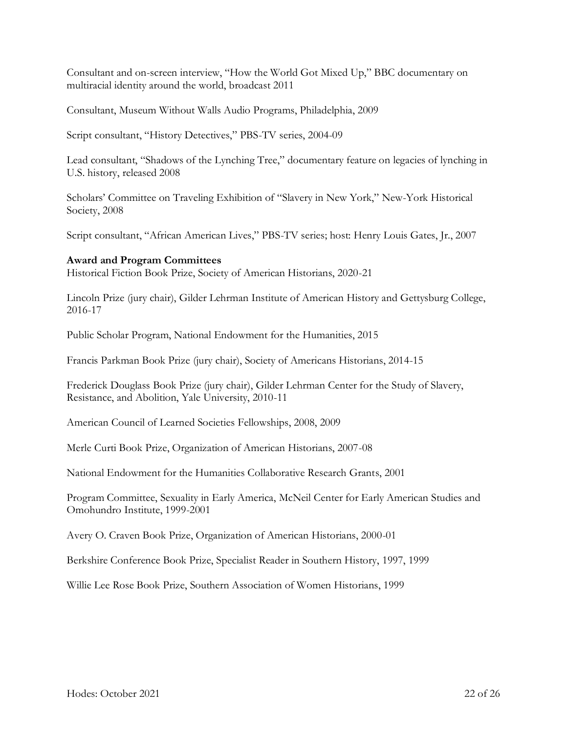Consultant and on-screen interview, "How the World Got Mixed Up," BBC documentary on multiracial identity around the world, broadcast 2011

Consultant, Museum Without Walls Audio Programs, Philadelphia, 2009

Script consultant, "History Detectives," PBS-TV series, 2004-09

Lead consultant, "Shadows of the Lynching Tree," documentary feature on legacies of lynching in U.S. history, released 2008

Scholars' Committee on Traveling Exhibition of "Slavery in New York," New-York Historical Society, 2008

Script consultant, "African American Lives," PBS-TV series; host: Henry Louis Gates, Jr., 2007

**Award and Program Committees**

Historical Fiction Book Prize, Society of American Historians, 2020-21

Lincoln Prize (jury chair), Gilder Lehrman Institute of American History and Gettysburg College, 2016-17

Public Scholar Program, National Endowment for the Humanities, 2015

Francis Parkman Book Prize (jury chair), Society of Americans Historians, 2014-15

Frederick Douglass Book Prize (jury chair), Gilder Lehrman Center for the Study of Slavery, Resistance, and Abolition, Yale University, 2010-11

American Council of Learned Societies Fellowships, 2008, 2009

Merle Curti Book Prize, Organization of American Historians, 2007-08

National Endowment for the Humanities Collaborative Research Grants, 2001

Program Committee, Sexuality in Early America, McNeil Center for Early American Studies and Omohundro Institute, 1999-2001

Avery O. Craven Book Prize, Organization of American Historians, 2000-01

Berkshire Conference Book Prize, Specialist Reader in Southern History, 1997, 1999

Willie Lee Rose Book Prize, Southern Association of Women Historians, 1999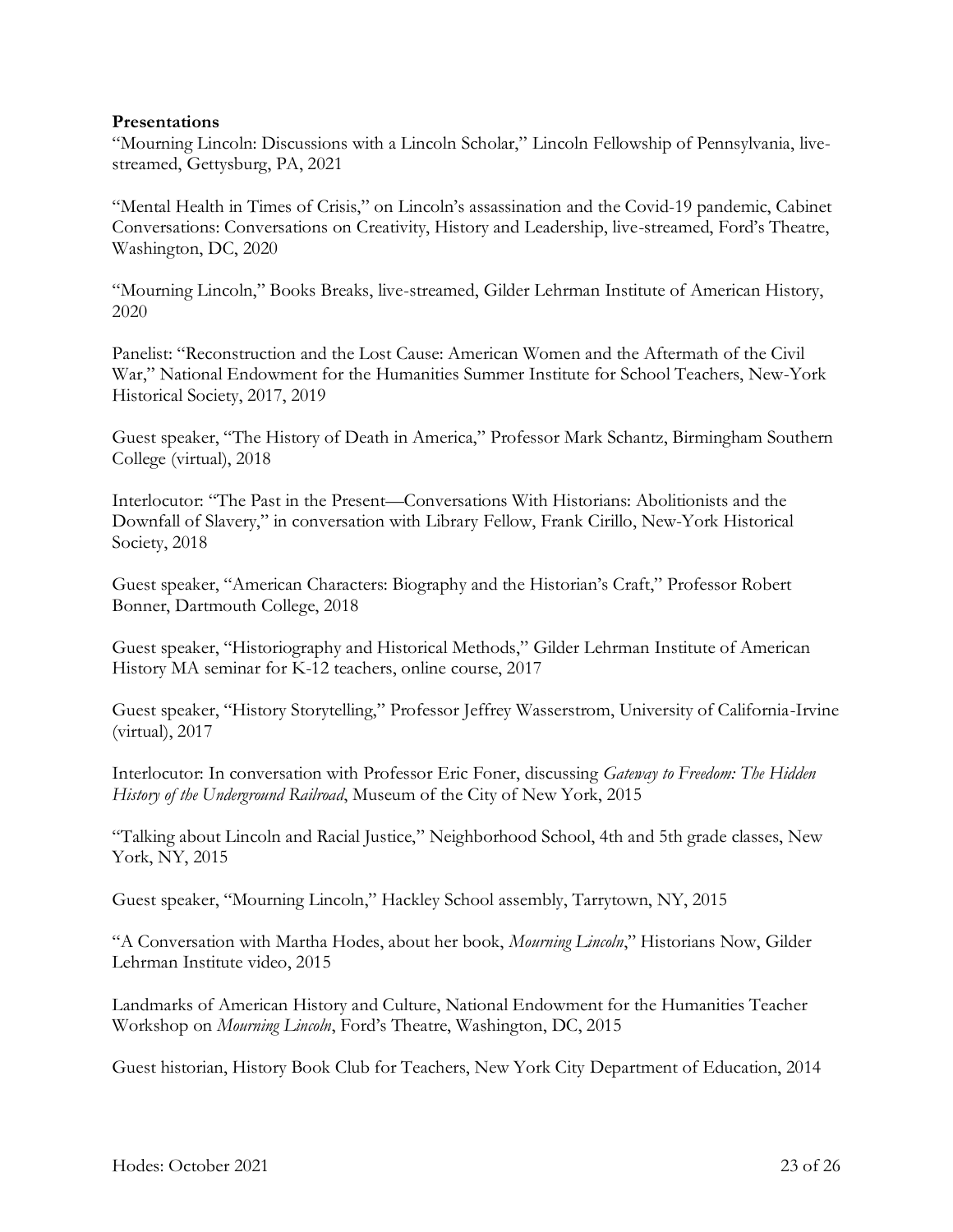**Presentations**

"Mourning Lincoln: Discussions with a Lincoln Scholar," Lincoln Fellowship of Pennsylvania, live-streamed, Gettysburg, PA, 2021

"Mental Health in Times of Crisis," on Lincoln's assassination and the Covid-19 pandemic, Cabinet Conversations: Conversations on Creativity, History and Leadership, live-streamed, Ford's Theatre, Washington, DC, 2020

"Mourning Lincoln," Books Breaks, live-streamed, Gilder Lehrman Institute of American History, 2020

Panelist: "Reconstruction and the Lost Cause: American Women and the Aftermath of the Civil War," National Endowment for the Humanities Summer Institute for School Teachers, New-York Historical Society, 2017, 2019

Guest speaker, "The History of Death in America," Professor Mark Schantz, Birmingham Southern College (virtual), 2018

Interlocutor: "The Past in the Present—Conversations With Historians: Abolitionists and the Downfall of Slavery," in conversation with Library Fellow, Frank Cirillo, New-York Historical Society, 2018

Guest speaker, "American Characters: Biography and the Historian's Craft," Professor Robert Bonner, Dartmouth College, 2018

Guest speaker, "Historiography and Historical Methods," Gilder Lehrman Institute of American History MA seminar for K-12 teachers, online course, 2017

Guest speaker, "History Storytelling," Professor Jeffrey Wasserstrom, University of California-Irvine (virtual), 2017

Interlocutor: In conversation with Professor Eric Foner, discussing *Gateway to Freedom: The Hidden History of the Underground Railroad*, Museum of the City of New York, 2015

"Talking about Lincoln and Racial Justice," Neighborhood School, 4th and 5th grade classes, New York, NY, 2015

Guest speaker, "Mourning Lincoln," Hackley School assembly, Tarrytown, NY, 2015

"A Conversation with Martha Hodes, about her book, *Mourning Lincoln*," Historians Now, Gilder Lehrman Institute video, 2015

Landmarks of American History and Culture, National Endowment for the Humanities Teacher Workshop on *Mourning Lincoln*, Ford's Theatre, Washington, DC, 2015

Guest historian, History Book Club for Teachers, New York City Department of Education, 2014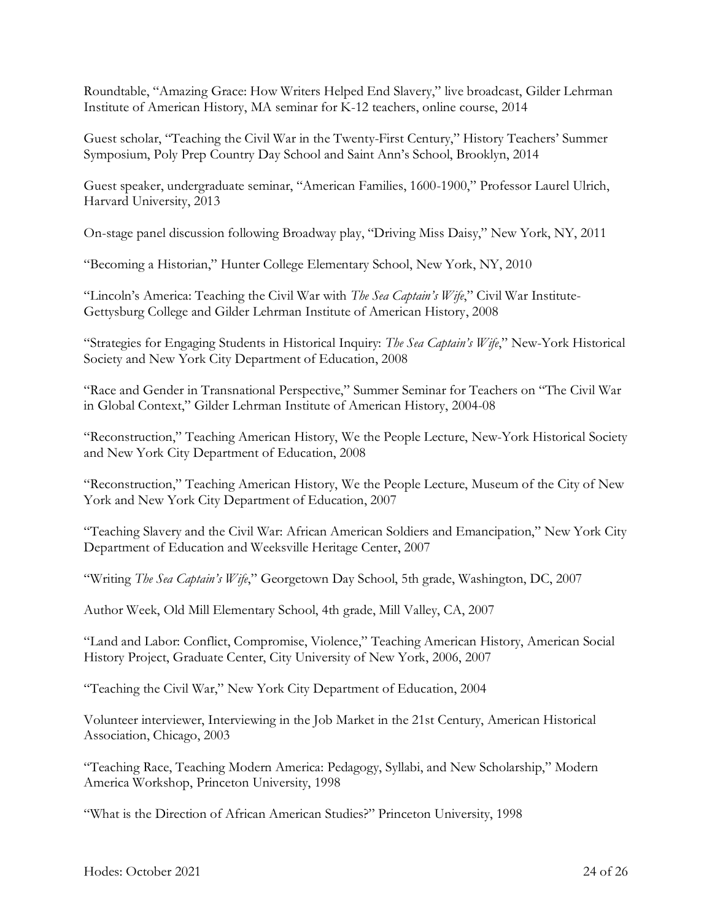Roundtable, "Amazing Grace: How Writers Helped End Slavery," live broadcast, Gilder Lehrman Institute of American History, MA seminar for K-12 teachers, online course, 2014

Guest scholar, "Teaching the Civil War in the Twenty-First Century," History Teachers' Summer Symposium, Poly Prep Country Day School and Saint Ann's School, Brooklyn, 2014

Guest speaker, undergraduate seminar, "American Families, 1600-1900," Professor Laurel Ulrich, Harvard University, 2013

On-stage panel discussion following Broadway play, "Driving Miss Daisy," New York, NY, 2011

"Becoming a Historian," Hunter College Elementary School, New York, NY, 2010

"Lincoln's America: Teaching the Civil War with *The Sea Captain's Wife*," Civil War Institute-Gettysburg College and Gilder Lehrman Institute of American History, 2008

"Strategies for Engaging Students in Historical Inquiry: *The Sea Captain's Wife*," New-York Historical Society and New York City Department of Education, 2008

"Race and Gender in Transnational Perspective," Summer Seminar for Teachers on "The Civil War in Global Context," Gilder Lehrman Institute of American History, 2004-08

"Reconstruction," Teaching American History, We the People Lecture, New-York Historical Society and New York City Department of Education, 2008

"Reconstruction," Teaching American History, We the People Lecture, Museum of the City of New York and New York City Department of Education, 2007

"Teaching Slavery and the Civil War: African American Soldiers and Emancipation," New York City Department of Education and Weeksville Heritage Center, 2007

"Writing *The Sea Captain's Wife*," Georgetown Day School, 5th grade, Washington, DC, 2007

Author Week, Old Mill Elementary School, 4th grade, Mill Valley, CA, 2007

"Land and Labor: Conflict, Compromise, Violence," Teaching American History, American Social History Project, Graduate Center, City University of New York, 2006, 2007

"Teaching the Civil War," New York City Department of Education, 2004

Volunteer interviewer, Interviewing in the Job Market in the 21st Century, American Historical Association, Chicago, 2003

"Teaching Race, Teaching Modern America: Pedagogy, Syllabi, and New Scholarship," Modern America Workshop, Princeton University, 1998

"What is the Direction of African American Studies?" Princeton University, 1998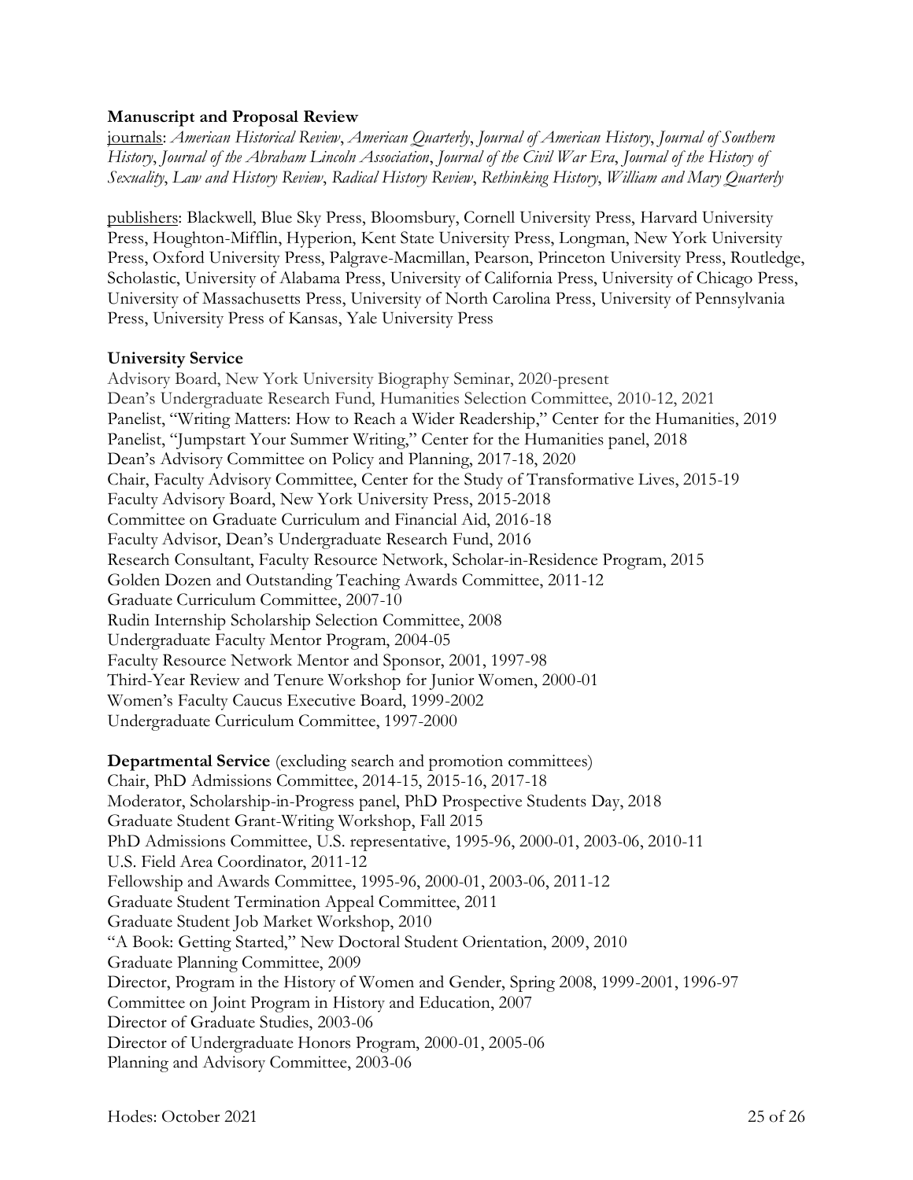**Manuscript and Proposal Review**

journals: *American Historical Review*, *American Quarterly*, *Journal of American History*, *Journal of Southern History*, *Journal of the Abraham Lincoln Association*, *Journal of the Civil War Era*, *Journal of the History of Sexuality*, *Law and History Review*, *Radical History Review*, *Rethinking History*, *William and Mary Quarterly*

publishers: Blackwell, Blue Sky Press, Bloomsbury, Cornell University Press, Harvard University Press, Houghton-Mifflin, Hyperion, Kent State University Press, Longman, New York University Press, Oxford University Press, Palgrave-Macmillan, Pearson, Princeton University Press, Routledge, Scholastic, University of Alabama Press, University of California Press, University of Chicago Press, University of Massachusetts Press, University of North Carolina Press, University of Pennsylvania Press, University Press of Kansas, Yale University Press

**University Service**

Advisory Board, New York University Biography Seminar, 2020-present
Dean's Undergraduate Research Fund, Humanities Selection Committee, 2010-12, 2021
Panelist, "Writing Matters: How to Reach a Wider Readership," Center for the Humanities, 2019
Panelist, "Jumpstart Your Summer Writing," Center for the Humanities panel, 2018
Dean's Advisory Committee on Policy and Planning, 2017-18, 2020
Chair, Faculty Advisory Committee, Center for the Study of Transformative Lives, 2015-19
Faculty Advisory Board, New York University Press, 2015-2018
Committee on Graduate Curriculum and Financial Aid, 2016-18
Faculty Advisor, Dean's Undergraduate Research Fund, 2016
Research Consultant, Faculty Resource Network, Scholar-in-Residence Program, 2015
Golden Dozen and Outstanding Teaching Awards Committee, 2011-12
Graduate Curriculum Committee, 2007-10
Rudin Internship Scholarship Selection Committee, 2008
Undergraduate Faculty Mentor Program, 2004-05
Faculty Resource Network Mentor and Sponsor, 2001, 1997-98
Third-Year Review and Tenure Workshop for Junior Women, 2000-01
Women's Faculty Caucus Executive Board, 1999-2002
Undergraduate Curriculum Committee, 1997-2000

**Departmental Service** (excluding search and promotion committees)

Chair, PhD Admissions Committee, 2014-15, 2015-16, 2017-18
Moderator, Scholarship-in-Progress panel, PhD Prospective Students Day, 2018
Graduate Student Grant-Writing Workshop, Fall 2015
PhD Admissions Committee, U.S. representative, 1995-96, 2000-01, 2003-06, 2010-11
U.S. Field Area Coordinator, 2011-12
Fellowship and Awards Committee, 1995-96, 2000-01, 2003-06, 2011-12
Graduate Student Termination Appeal Committee, 2011
Graduate Student Job Market Workshop, 2010
"A Book: Getting Started," New Doctoral Student Orientation, 2009, 2010
Graduate Planning Committee, 2009
Director, Program in the History of Women and Gender, Spring 2008, 1999-2001, 1996-97
Committee on Joint Program in History and Education, 2007
Director of Graduate Studies, 2003-06
Director of Undergraduate Honors Program, 2000-01, 2005-06
Planning and Advisory Committee, 2003-06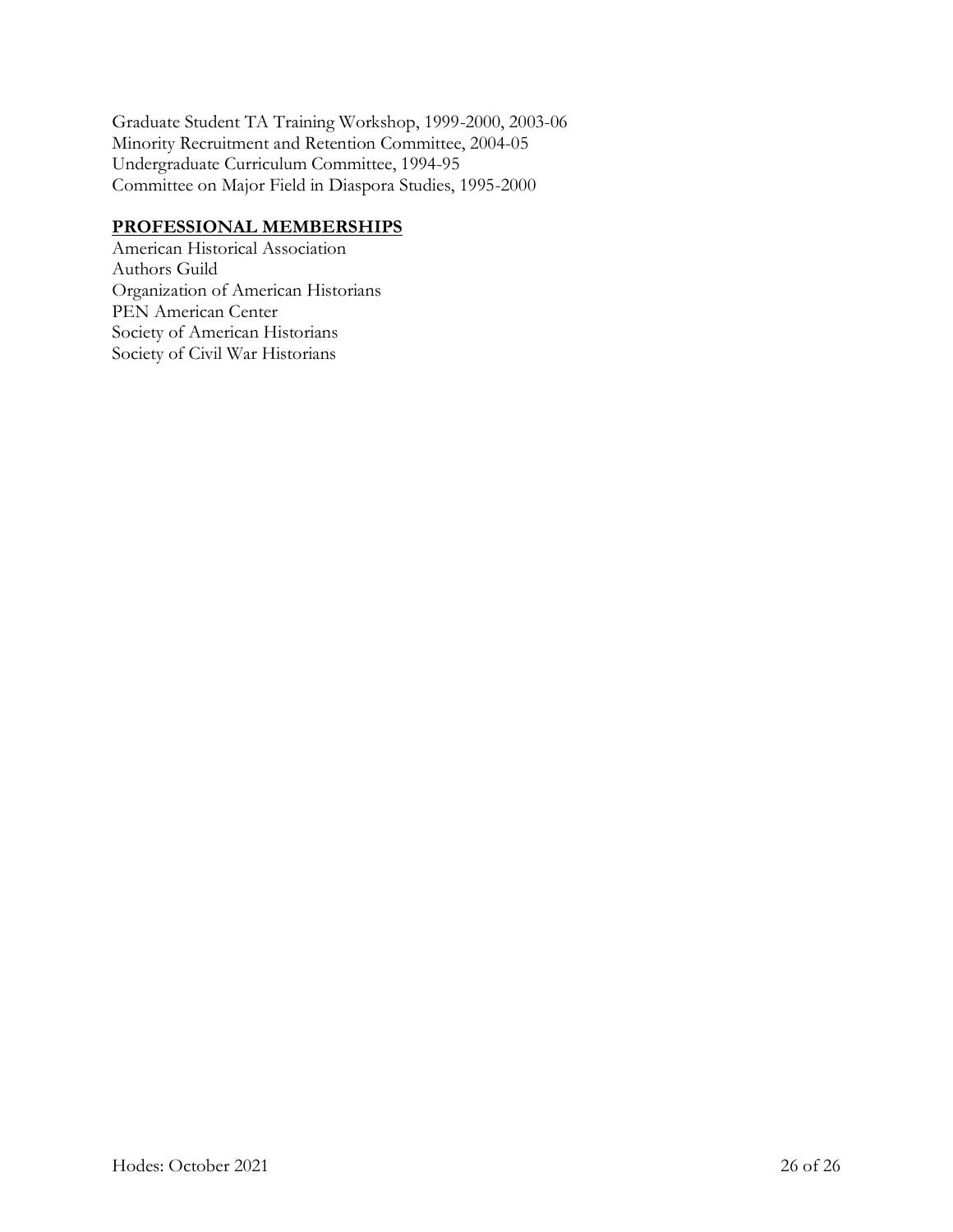Graduate Student TA Training Workshop, 1999-2000, 2003-06
Minority Recruitment and Retention Committee, 2004-05
Undergraduate Curriculum Committee, 1994-95
Committee on Major Field in Diaspora Studies, 1995-2000

## PROFESSIONAL MEMBERSHIPS

American Historical Association
Authors Guild
Organization of American Historians
PEN American Center
Society of American Historians
Society of Civil War Historians